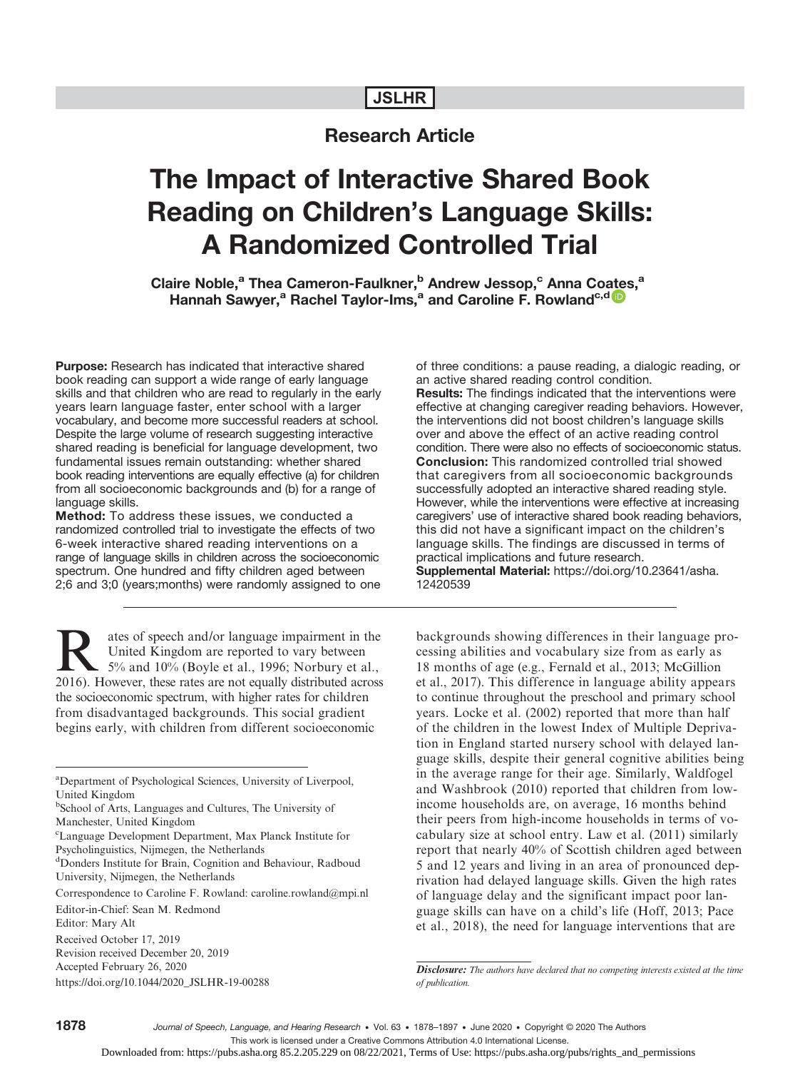JSLHR

## Research Article

# The Impact of Interactive Shared Book Reading on Children's Language Skills: A Randomized Controlled Trial

**Claire Noble,[a] Thea Cameron-Faulkner,[b] Andrew Jessop,[c] Anna Coates,[a] Hannah Sawyer,[a] Rachel Taylor-Ims,[a] and Caroline F. Rowland[c,d]**

**Purpose:** Research has indicated that interactive shared book reading can support a wide range of early language skills and that children who are read to regularly in the early years learn language faster, enter school with a larger vocabulary, and become more successful readers at school. Despite the large volume of research suggesting interactive shared reading is beneficial for language development, two fundamental issues remain outstanding: whether shared book reading interventions are equally effective (a) for children from all socioeconomic backgrounds and (b) for a range of language skills.

**Method:** To address these issues, we conducted a randomized controlled trial to investigate the effects of two 6-week interactive shared reading interventions on a range of language skills in children across the socioeconomic spectrum. One hundred and fifty children aged between 2;6 and 3;0 (years;months) were randomly assigned to one of three conditions: a pause reading, a dialogic reading, or an active shared reading control condition.

**Results:** The findings indicated that the interventions were effective at changing caregiver reading behaviors. However, the interventions did not boost children's language skills over and above the effect of an active reading control condition. There were also no effects of socioeconomic status.

**Conclusion:** This randomized controlled trial showed that caregivers from all socioeconomic backgrounds successfully adopted an interactive shared reading style. However, while the interventions were effective at increasing caregivers' use of interactive shared book reading behaviors, this did not have a significant impact on the children's language skills. The findings are discussed in terms of practical implications and future research.

**Supplemental Material:** https://doi.org/10.23641/asha.12420539

Rates of speech and/or language impairment in the United Kingdom are reported to vary between 5% and 10% (Boyle et al., 1996; Norbury et al., 2016). However, these rates are not equally distributed across the socioeconomic spectrum, with higher rates for children from disadvantaged backgrounds. This social gradient begins early, with children from different socioeconomic backgrounds showing differences in their language processing abilities and vocabulary size from as early as 18 months of age (e.g., Fernald et al., 2013; McGillion et al., 2017). This difference in language ability appears to continue throughout the preschool and primary school years. Locke et al. (2002) reported that more than half of the children in the lowest Index of Multiple Deprivation in England started nursery school with delayed language skills, despite their general cognitive abilities being in the average range for their age. Similarly, Waldfogel and Washbrook (2010) reported that children from low-income households are, on average, 16 months behind their peers from high-income households in terms of vocabulary size at school entry. Law et al. (2011) similarly report that nearly 40% of Scottish children aged between 5 and 12 years and living in an area of pronounced deprivation had delayed language skills. Given the high rates of language delay and the significant impact poor language skills can have on a child's life (Hoff, 2013; Pace et al., 2018), the need for language interventions that are

[a]Department of Psychological Sciences, University of Liverpool, United Kingdom
[b]School of Arts, Languages and Cultures, The University of Manchester, United Kingdom
[c]Language Development Department, Max Planck Institute for Psycholinguistics, Nijmegen, the Netherlands
[d]Donders Institute for Brain, Cognition and Behaviour, Radboud University, Nijmegen, the Netherlands

Correspondence to Caroline F. Rowland: caroline.rowland@mpi.nl

Editor-in-Chief: Sean M. Redmond
Editor: Mary Alt

Received October 17, 2019
Revision received December 20, 2019
Accepted February 26, 2020
https://doi.org/10.1044/2020_JSLHR-19-00288

*Disclosure: The authors have declared that no competing interests existed at the time of publication.*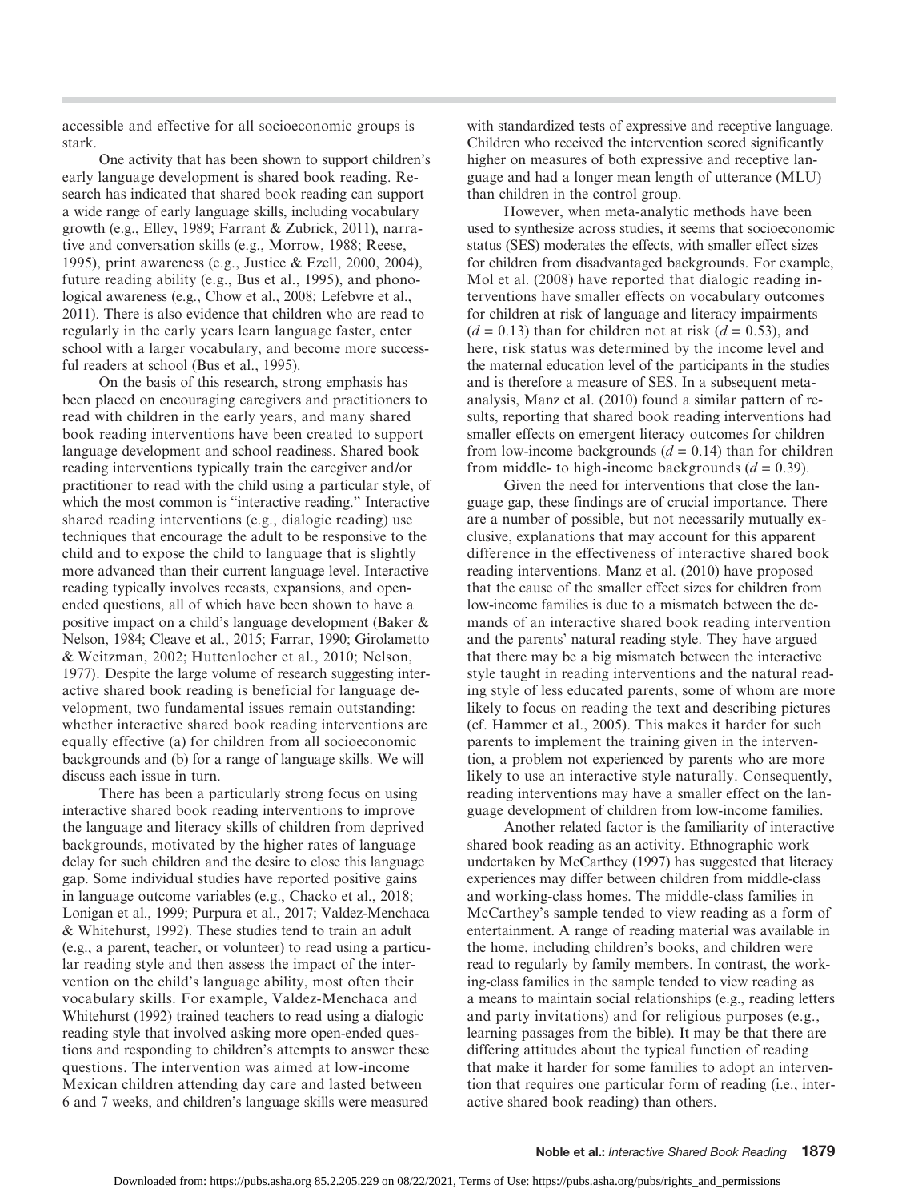accessible and effective for all socioeconomic groups is stark.

One activity that has been shown to support children's early language development is shared book reading. Research has indicated that shared book reading can support a wide range of early language skills, including vocabulary growth (e.g., Elley, 1989; Farrant & Zubrick, 2011), narrative and conversation skills (e.g., Morrow, 1988; Reese, 1995), print awareness (e.g., Justice & Ezell, 2000, 2004), future reading ability (e.g., Bus et al., 1995), and phonological awareness (e.g., Chow et al., 2008; Lefebvre et al., 2011). There is also evidence that children who are read to regularly in the early years learn language faster, enter school with a larger vocabulary, and become more successful readers at school (Bus et al., 1995).

On the basis of this research, strong emphasis has been placed on encouraging caregivers and practitioners to read with children in the early years, and many shared book reading interventions have been created to support language development and school readiness. Shared book reading interventions typically train the caregiver and/or practitioner to read with the child using a particular style, of which the most common is "interactive reading." Interactive shared reading interventions (e.g., dialogic reading) use techniques that encourage the adult to be responsive to the child and to expose the child to language that is slightly more advanced than their current language level. Interactive reading typically involves recasts, expansions, and open-ended questions, all of which have been shown to have a positive impact on a child's language development (Baker & Nelson, 1984; Cleave et al., 2015; Farrar, 1990; Girolametto & Weitzman, 2002; Huttenlocher et al., 2010; Nelson, 1977). Despite the large volume of research suggesting interactive shared book reading is beneficial for language development, two fundamental issues remain outstanding: whether interactive shared book reading interventions are equally effective (a) for children from all socioeconomic backgrounds and (b) for a range of language skills. We will discuss each issue in turn.

There has been a particularly strong focus on using interactive shared book reading interventions to improve the language and literacy skills of children from deprived backgrounds, motivated by the higher rates of language delay for such children and the desire to close this language gap. Some individual studies have reported positive gains in language outcome variables (e.g., Chacko et al., 2018; Lonigan et al., 1999; Purpura et al., 2017; Valdez-Menchaca & Whitehurst, 1992). These studies tend to train an adult (e.g., a parent, teacher, or volunteer) to read using a particular reading style and then assess the impact of the intervention on the child's language ability, most often their vocabulary skills. For example, Valdez-Menchaca and Whitehurst (1992) trained teachers to read using a dialogic reading style that involved asking more open-ended questions and responding to children's attempts to answer these questions. The intervention was aimed at low-income Mexican children attending day care and lasted between 6 and 7 weeks, and children's language skills were measured with standardized tests of expressive and receptive language. Children who received the intervention scored significantly higher on measures of both expressive and receptive language and had a longer mean length of utterance (MLU) than children in the control group.

However, when meta-analytic methods have been used to synthesize across studies, it seems that socioeconomic status (SES) moderates the effects, with smaller effect sizes for children from disadvantaged backgrounds. For example, Mol et al. (2008) have reported that dialogic reading interventions have smaller effects on vocabulary outcomes for children at risk of language and literacy impairments ($d = 0.13$) than for children not at risk ($d = 0.53$), and here, risk status was determined by the income level and the maternal education level of the participants in the studies and is therefore a measure of SES. In a subsequent meta-analysis, Manz et al. (2010) found a similar pattern of results, reporting that shared book reading interventions had smaller effects on emergent literacy outcomes for children from low-income backgrounds ($d = 0.14$) than for children from middle- to high-income backgrounds ($d = 0.39$).

Given the need for interventions that close the language gap, these findings are of crucial importance. There are a number of possible, but not necessarily mutually exclusive, explanations that may account for this apparent difference in the effectiveness of interactive shared book reading interventions. Manz et al. (2010) have proposed that the cause of the smaller effect sizes for children from low-income families is due to a mismatch between the demands of an interactive shared book reading intervention and the parents' natural reading style. They have argued that there may be a big mismatch between the interactive style taught in reading interventions and the natural reading style of less educated parents, some of whom are more likely to focus on reading the text and describing pictures (cf. Hammer et al., 2005). This makes it harder for such parents to implement the training given in the intervention, a problem not experienced by parents who are more likely to use an interactive style naturally. Consequently, reading interventions may have a smaller effect on the language development of children from low-income families.

Another related factor is the familiarity of interactive shared book reading as an activity. Ethnographic work undertaken by McCarthey (1997) has suggested that literacy experiences may differ between children from middle-class and working-class homes. The middle-class families in McCarthey's sample tended to view reading as a form of entertainment. A range of reading material was available in the home, including children's books, and children were read to regularly by family members. In contrast, the working-class families in the sample tended to view reading as a means to maintain social relationships (e.g., reading letters and party invitations) and for religious purposes (e.g., learning passages from the bible). It may be that there are differing attitudes about the typical function of reading that make it harder for some families to adopt an intervention that requires one particular form of reading (i.e., interactive shared book reading) than others.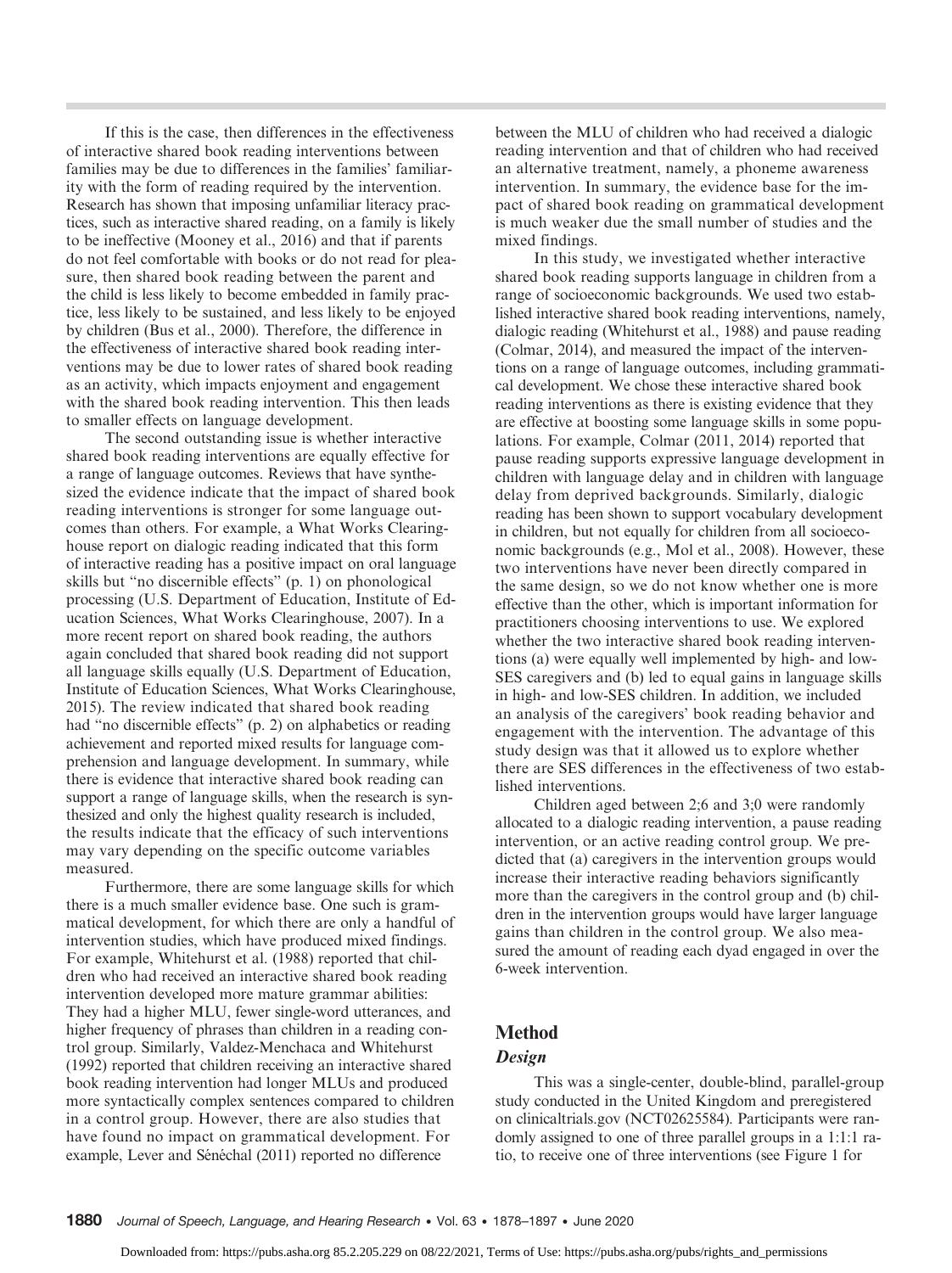If this is the case, then differences in the effectiveness of interactive shared book reading interventions between families may be due to differences in the families' familiarity with the form of reading required by the intervention. Research has shown that imposing unfamiliar literacy practices, such as interactive shared reading, on a family is likely to be ineffective (Mooney et al., 2016) and that if parents do not feel comfortable with books or do not read for pleasure, then shared book reading between the parent and the child is less likely to become embedded in family practice, less likely to be sustained, and less likely to be enjoyed by children (Bus et al., 2000). Therefore, the difference in the effectiveness of interactive shared book reading interventions may be due to lower rates of shared book reading as an activity, which impacts enjoyment and engagement with the shared book reading intervention. This then leads to smaller effects on language development.

The second outstanding issue is whether interactive shared book reading interventions are equally effective for a range of language outcomes. Reviews that have synthesized the evidence indicate that the impact of shared book reading interventions is stronger for some language outcomes than others. For example, a What Works Clearinghouse report on dialogic reading indicated that this form of interactive reading has a positive impact on oral language skills but "no discernible effects" (p. 1) on phonological processing (U.S. Department of Education, Institute of Education Sciences, What Works Clearinghouse, 2007). In a more recent report on shared book reading, the authors again concluded that shared book reading did not support all language skills equally (U.S. Department of Education, Institute of Education Sciences, What Works Clearinghouse, 2015). The review indicated that shared book reading had "no discernible effects" (p. 2) on alphabetics or reading achievement and reported mixed results for language comprehension and language development. In summary, while there is evidence that interactive shared book reading can support a range of language skills, when the research is synthesized and only the highest quality research is included, the results indicate that the efficacy of such interventions may vary depending on the specific outcome variables measured.

Furthermore, there are some language skills for which there is a much smaller evidence base. One such is grammatical development, for which there are only a handful of intervention studies, which have produced mixed findings. For example, Whitehurst et al. (1988) reported that children who had received an interactive shared book reading intervention developed more mature grammar abilities: They had a higher MLU, fewer single-word utterances, and higher frequency of phrases than children in a reading control group. Similarly, Valdez-Menchaca and Whitehurst (1992) reported that children receiving an interactive shared book reading intervention had longer MLUs and produced more syntactically complex sentences compared to children in a control group. However, there are also studies that have found no impact on grammatical development. For example, Lever and Sénéchal (2011) reported no difference between the MLU of children who had received a dialogic reading intervention and that of children who had received an alternative treatment, namely, a phoneme awareness intervention. In summary, the evidence base for the impact of shared book reading on grammatical development is much weaker due the small number of studies and the mixed findings.

In this study, we investigated whether interactive shared book reading supports language in children from a range of socioeconomic backgrounds. We used two established interactive shared book reading interventions, namely, dialogic reading (Whitehurst et al., 1988) and pause reading (Colmar, 2014), and measured the impact of the interventions on a range of language outcomes, including grammatical development. We chose these interactive shared book reading interventions as there is existing evidence that they are effective at boosting some language skills in some populations. For example, Colmar (2011, 2014) reported that pause reading supports expressive language development in children with language delay and in children with language delay from deprived backgrounds. Similarly, dialogic reading has been shown to support vocabulary development in children, but not equally for children from all socioeconomic backgrounds (e.g., Mol et al., 2008). However, these two interventions have never been directly compared in the same design, so we do not know whether one is more effective than the other, which is important information for practitioners choosing interventions to use. We explored whether the two interactive shared book reading interventions (a) were equally well implemented by high- and low-SES caregivers and (b) led to equal gains in language skills in high- and low-SES children. In addition, we included an analysis of the caregivers' book reading behavior and engagement with the intervention. The advantage of this study design was that it allowed us to explore whether there are SES differences in the effectiveness of two established interventions.

Children aged between 2;6 and 3;0 were randomly allocated to a dialogic reading intervention, a pause reading intervention, or an active reading control group. We predicted that (a) caregivers in the intervention groups would increase their interactive reading behaviors significantly more than the caregivers in the control group and (b) children in the intervention groups would have larger language gains than children in the control group. We also measured the amount of reading each dyad engaged in over the 6-week intervention.

## Method

### *Design*

This was a single-center, double-blind, parallel-group study conducted in the United Kingdom and preregistered on clinicaltrials.gov (NCT02625584). Participants were randomly assigned to one of three parallel groups in a 1:1:1 ratio, to receive one of three interventions (see Figure 1 for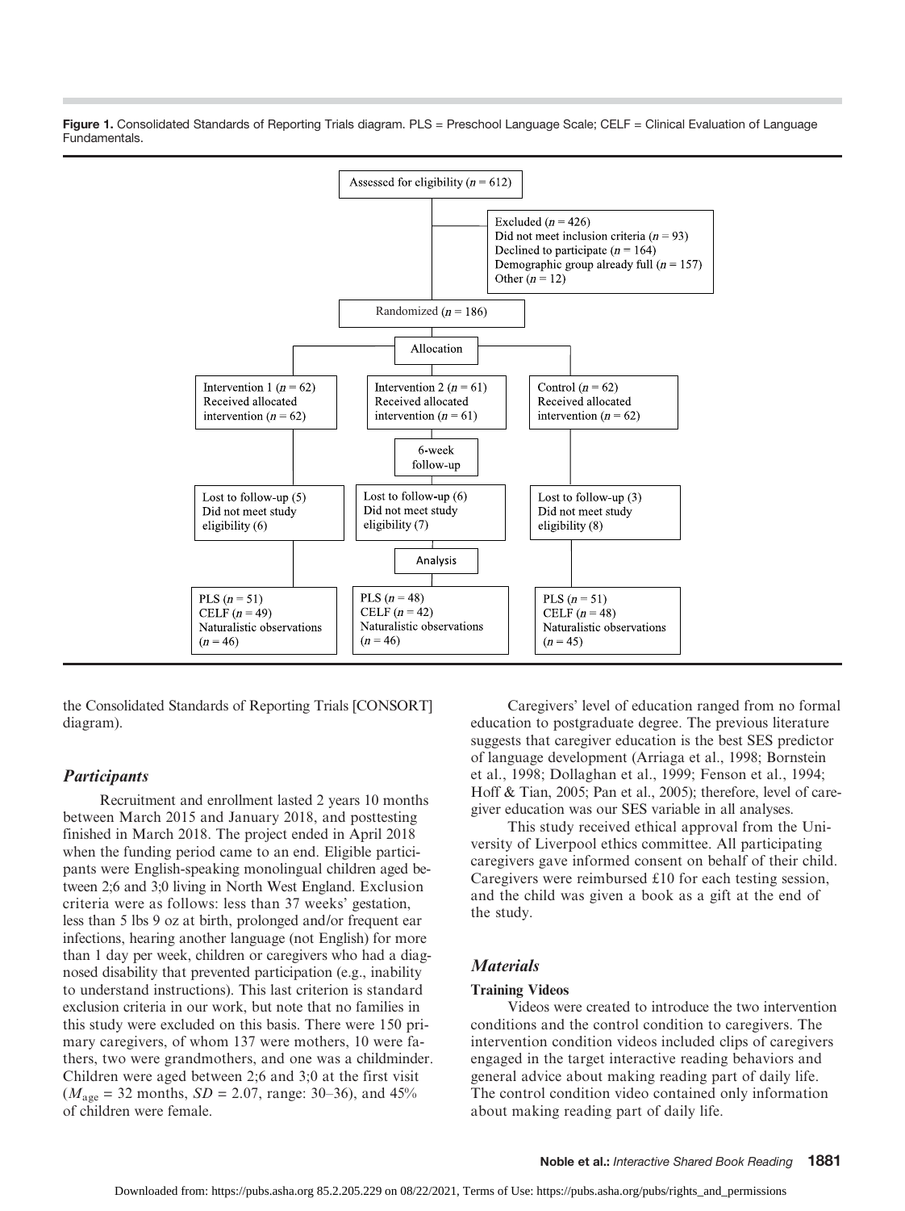**Figure 1.** Consolidated Standards of Reporting Trials diagram. PLS = Preschool Language Scale; CELF = Clinical Evaluation of Language Fundamentals.

Assessed for eligibility ($n$ = 612)

Excluded ($n$ = 426)
Did not meet inclusion criteria ($n$ = 93)
Declined to participate ($n$ = 164)
Demographic group already full ($n$ = 157)
Other ($n$ = 12)

Randomized ($n$ = 186)

Allocation

Intervention 1 ($n$ = 62)
Received allocated intervention ($n$ = 62)

Intervention 2 ($n$ = 61)
Received allocated intervention ($n$ = 61)

Control ($n$ = 62)
Received allocated intervention ($n$ = 62)

6-week follow-up

Lost to follow-up (5)
Did not meet study eligibility (6)

Lost to follow-up (6)
Did not meet study eligibility (7)

Lost to follow-up (3)
Did not meet study eligibility (8)

Analysis

PLS ($n$ = 51)
CELF ($n$ = 49)
Naturalistic observations ($n$ = 46)

PLS ($n$ = 48)
CELF ($n$ = 42)
Naturalistic observations ($n$ = 46)

PLS ($n$ = 51)
CELF ($n$ = 48)
Naturalistic observations ($n$ = 45)

the Consolidated Standards of Reporting Trials [CONSORT] diagram).

## *Participants*

Recruitment and enrollment lasted 2 years 10 months between March 2015 and January 2018, and posttesting finished in March 2018. The project ended in April 2018 when the funding period came to an end. Eligible participants were English-speaking monolingual children aged between 2;6 and 3;0 living in North West England. Exclusion criteria were as follows: less than 37 weeks' gestation, less than 5 lbs 9 oz at birth, prolonged and/or frequent ear infections, hearing another language (not English) for more than 1 day per week, children or caregivers who had a diagnosed disability that prevented participation (e.g., inability to understand instructions). This last criterion is standard exclusion criteria in our work, but note that no families in this study were excluded on this basis. There were 150 primary caregivers, of whom 137 were mothers, 10 were fathers, two were grandmothers, and one was a childminder. Children were aged between 2;6 and 3;0 at the first visit ($M_{age}$ = 32 months, $SD$ = 2.07, range: 30–36), and 45% of children were female.

Caregivers' level of education ranged from no formal education to postgraduate degree. The previous literature suggests that caregiver education is the best SES predictor of language development (Arriaga et al., 1998; Bornstein et al., 1998; Dollaghan et al., 1999; Fenson et al., 1994; Hoff & Tian, 2005; Pan et al., 2005); therefore, level of caregiver education was our SES variable in all analyses.

This study received ethical approval from the University of Liverpool ethics committee. All participating caregivers gave informed consent on behalf of their child. Caregivers were reimbursed £10 for each testing session, and the child was given a book as a gift at the end of the study.

## *Materials*

### Training Videos

Videos were created to introduce the two intervention conditions and the control condition to caregivers. The intervention condition videos included clips of caregivers engaged in the target interactive reading behaviors and general advice about making reading part of daily life. The control condition video contained only information about making reading part of daily life.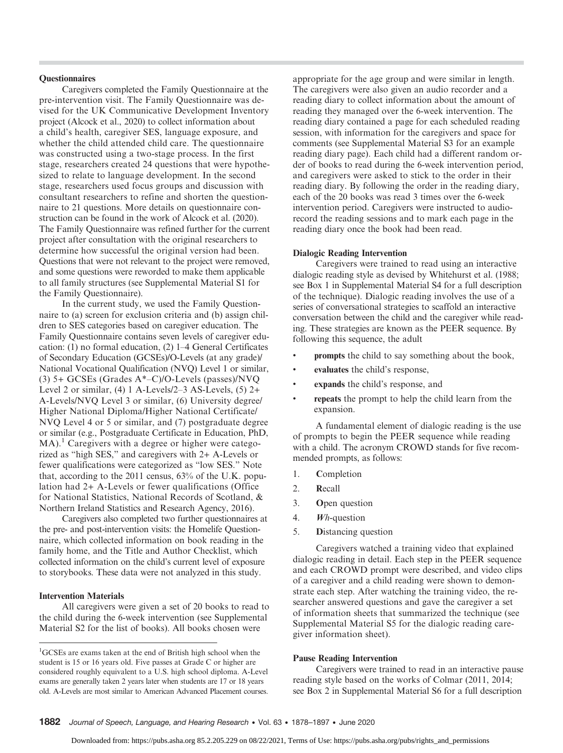### Questionnaires

Caregivers completed the Family Questionnaire at the pre-intervention visit. The Family Questionnaire was devised for the UK Communicative Development Inventory project (Alcock et al., 2020) to collect information about a child's health, caregiver SES, language exposure, and whether the child attended child care. The questionnaire was constructed using a two-stage process. In the first stage, researchers created 24 questions that were hypothesized to relate to language development. In the second stage, researchers used focus groups and discussion with consultant researchers to refine and shorten the questionnaire to 21 questions. More details on questionnaire construction can be found in the work of Alcock et al. (2020). The Family Questionnaire was refined further for the current project after consultation with the original researchers to determine how successful the original version had been. Questions that were not relevant to the project were removed, and some questions were reworded to make them applicable to all family structures (see Supplemental Material S1 for the Family Questionnaire).

In the current study, we used the Family Questionnaire to (a) screen for exclusion criteria and (b) assign children to SES categories based on caregiver education. The Family Questionnaire contains seven levels of caregiver education: (1) no formal education, (2) 1–4 General Certificates of Secondary Education (GCSEs)/O-Levels (at any grade)/National Vocational Qualification (NVQ) Level 1 or similar, (3) 5+ GCSEs (Grades A*–C)/O-Levels (passes)/NVQ Level 2 or similar, (4) 1 A-Levels/2–3 AS-Levels, (5) 2+ A-Levels/NVQ Level 3 or similar, (6) University degree/Higher National Diploma/Higher National Certificate/NVQ Level 4 or 5 or similar, and (7) postgraduate degree or similar (e.g., Postgraduate Certificate in Education, PhD, MA).[1] Caregivers with a degree or higher were categorized as "high SES," and caregivers with 2+ A-Levels or fewer qualifications were categorized as "low SES." Note that, according to the 2011 census, 63% of the U.K. population had 2+ A-Levels or fewer qualifications (Office for National Statistics, National Records of Scotland, & Northern Ireland Statistics and Research Agency, 2016).

Caregivers also completed two further questionnaires at the pre- and post-intervention visits: the Homelife Questionnaire, which collected information on book reading in the family home, and the Title and Author Checklist, which collected information on the child's current level of exposure to storybooks. These data were not analyzed in this study.

### Intervention Materials

All caregivers were given a set of 20 books to read to the child during the 6-week intervention (see Supplemental Material S2 for the list of books). All books chosen were appropriate for the age group and were similar in length. The caregivers were also given an audio recorder and a reading diary to collect information about the amount of reading they managed over the 6-week intervention. The reading diary contained a page for each scheduled reading session, with information for the caregivers and space for comments (see Supplemental Material S3 for an example reading diary page). Each child had a different random order of books to read during the 6-week intervention period, and caregivers were asked to stick to the order in their reading diary. By following the order in the reading diary, each of the 20 books was read 3 times over the 6-week intervention period. Caregivers were instructed to audio-record the reading sessions and to mark each page in the reading diary once the book had been read.

### Dialogic Reading Intervention

Caregivers were trained to read using an interactive dialogic reading style as devised by Whitehurst et al. (1988; see Box 1 in Supplemental Material S4 for a full description of the technique). Dialogic reading involves the use of a series of conversational strategies to scaffold an interactive conversation between the child and the caregiver while reading. These strategies are known as the PEER sequence. By following this sequence, the adult

- **prompts** the child to say something about the book,
- **evaluates** the child's response,
- **expands** the child's response, and
- **repeats** the prompt to help the child learn from the expansion.

A fundamental element of dialogic reading is the use of prompts to begin the PEER sequence while reading with a child. The acronym CROWD stands for five recommended prompts, as follows:

1. **C**ompletion
2. **R**ecall
3. **O**pen question
4. ***Wh***-question
5. **D**istancing question

Caregivers watched a training video that explained dialogic reading in detail. Each step in the PEER sequence and each CROWD prompt were described, and video clips of a caregiver and a child reading were shown to demonstrate each step. After watching the training video, the researcher answered questions and gave the caregiver a set of information sheets that summarized the technique (see Supplemental Material S5 for the dialogic reading caregiver information sheet).

### Pause Reading Intervention

Caregivers were trained to read in an interactive pause reading style based on the works of Colmar (2011, 2014; see Box 2 in Supplemental Material S6 for a full description

[1] GCSEs are exams taken at the end of British high school when the student is 15 or 16 years old. Five passes at Grade C or higher are considered roughly equivalent to a U.S. high school diploma. A-Level exams are generally taken 2 years later when students are 17 or 18 years old. A-Levels are most similar to American Advanced Placement courses.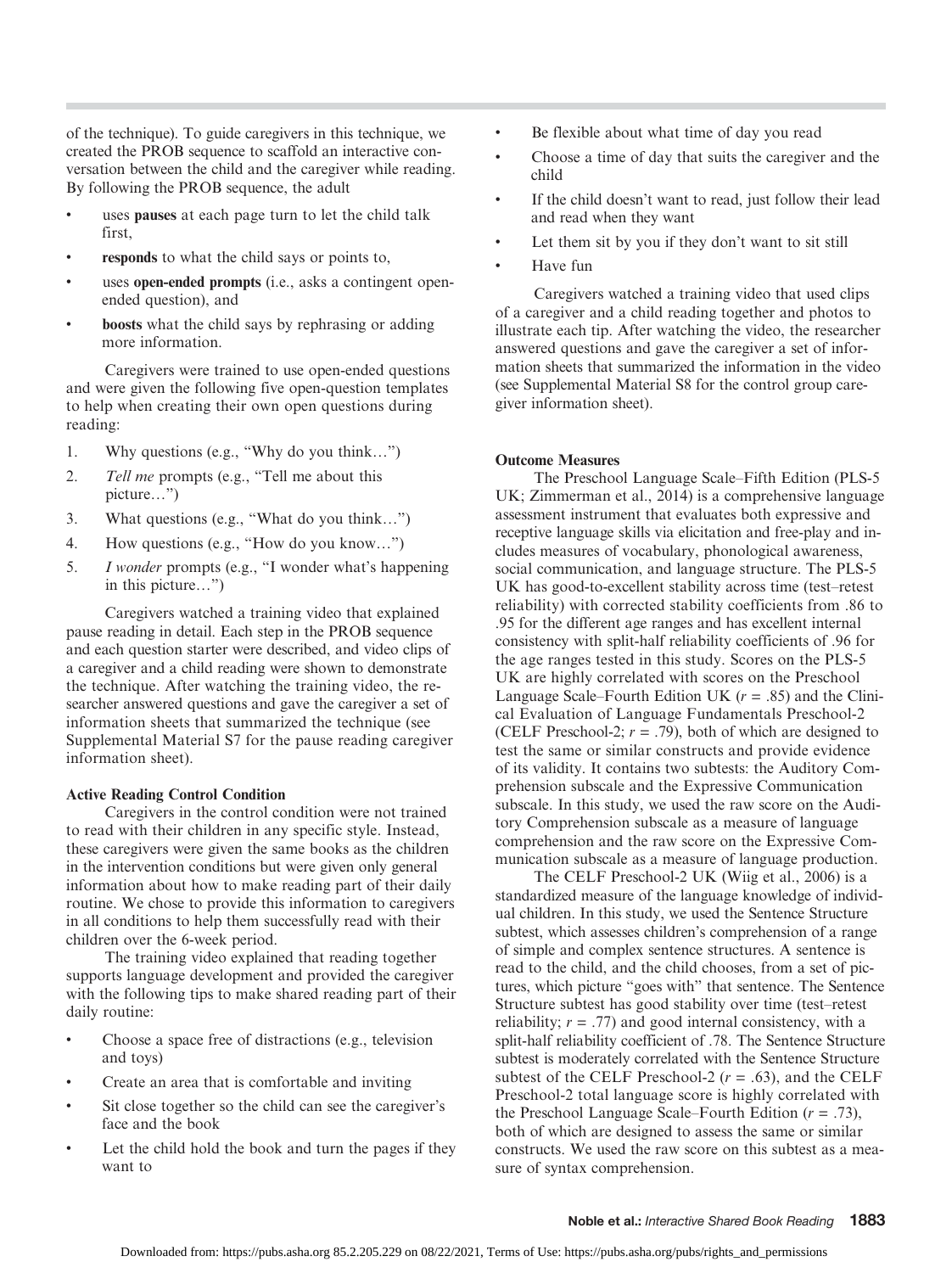of the technique). To guide caregivers in this technique, we created the PROB sequence to scaffold an interactive conversation between the child and the caregiver while reading. By following the PROB sequence, the adult

- uses **pauses** at each page turn to let the child talk first,
- **responds** to what the child says or points to,
- uses **open-ended prompts** (i.e., asks a contingent open-ended question), and
- **boosts** what the child says by rephrasing or adding more information.

Caregivers were trained to use open-ended questions and were given the following five open-question templates to help when creating their own open questions during reading:

1. Why questions (e.g., "Why do you think…")
2. *Tell me* prompts (e.g., "Tell me about this picture…")
3. What questions (e.g., "What do you think…")
4. How questions (e.g., "How do you know…")
5. *I wonder* prompts (e.g., "I wonder what's happening in this picture…")

Caregivers watched a training video that explained pause reading in detail. Each step in the PROB sequence and each question starter were described, and video clips of a caregiver and a child reading were shown to demonstrate the technique. After watching the training video, the researcher answered questions and gave the caregiver a set of information sheets that summarized the technique (see Supplemental Material S7 for the pause reading caregiver information sheet).

### Active Reading Control Condition

Caregivers in the control condition were not trained to read with their children in any specific style. Instead, these caregivers were given the same books as the children in the intervention conditions but were given only general information about how to make reading part of their daily routine. We chose to provide this information to caregivers in all conditions to help them successfully read with their children over the 6-week period.

The training video explained that reading together supports language development and provided the caregiver with the following tips to make shared reading part of their daily routine:

- Choose a space free of distractions (e.g., television and toys)
- Create an area that is comfortable and inviting
- Sit close together so the child can see the caregiver's face and the book
- Let the child hold the book and turn the pages if they want to
- Be flexible about what time of day you read
- Choose a time of day that suits the caregiver and the child
- If the child doesn't want to read, just follow their lead and read when they want
- Let them sit by you if they don't want to sit still
- Have fun

Caregivers watched a training video that used clips of a caregiver and a child reading together and photos to illustrate each tip. After watching the video, the researcher answered questions and gave the caregiver a set of information sheets that summarized the information in the video (see Supplemental Material S8 for the control group caregiver information sheet).

### Outcome Measures

The Preschool Language Scale–Fifth Edition (PLS-5 UK; Zimmerman et al., 2014) is a comprehensive language assessment instrument that evaluates both expressive and receptive language skills via elicitation and free-play and includes measures of vocabulary, phonological awareness, social communication, and language structure. The PLS-5 UK has good-to-excellent stability across time (test–retest reliability) with corrected stability coefficients from .86 to .95 for the different age ranges and has excellent internal consistency with split-half reliability coefficients of .96 for the age ranges tested in this study. Scores on the PLS-5 UK are highly correlated with scores on the Preschool Language Scale–Fourth Edition UK ($r$ = .85) and the Clinical Evaluation of Language Fundamentals Preschool-2 (CELF Preschool-2; $r$ = .79), both of which are designed to test the same or similar constructs and provide evidence of its validity. It contains two subtests: the Auditory Comprehension subscale and the Expressive Communication subscale. In this study, we used the raw score on the Auditory Comprehension subscale as a measure of language comprehension and the raw score on the Expressive Communication subscale as a measure of language production.

The CELF Preschool-2 UK (Wiig et al., 2006) is a standardized measure of the language knowledge of individual children. In this study, we used the Sentence Structure subtest, which assesses children's comprehension of a range of simple and complex sentence structures. A sentence is read to the child, and the child chooses, from a set of pictures, which picture "goes with" that sentence. The Sentence Structure subtest has good stability over time (test–retest reliability; $r$ = .77) and good internal consistency, with a split-half reliability coefficient of .78. The Sentence Structure subtest is moderately correlated with the Sentence Structure subtest of the CELF Preschool-2 ($r$ = .63), and the CELF Preschool-2 total language score is highly correlated with the Preschool Language Scale–Fourth Edition ($r$ = .73), both of which are designed to assess the same or similar constructs. We used the raw score on this subtest as a measure of syntax comprehension.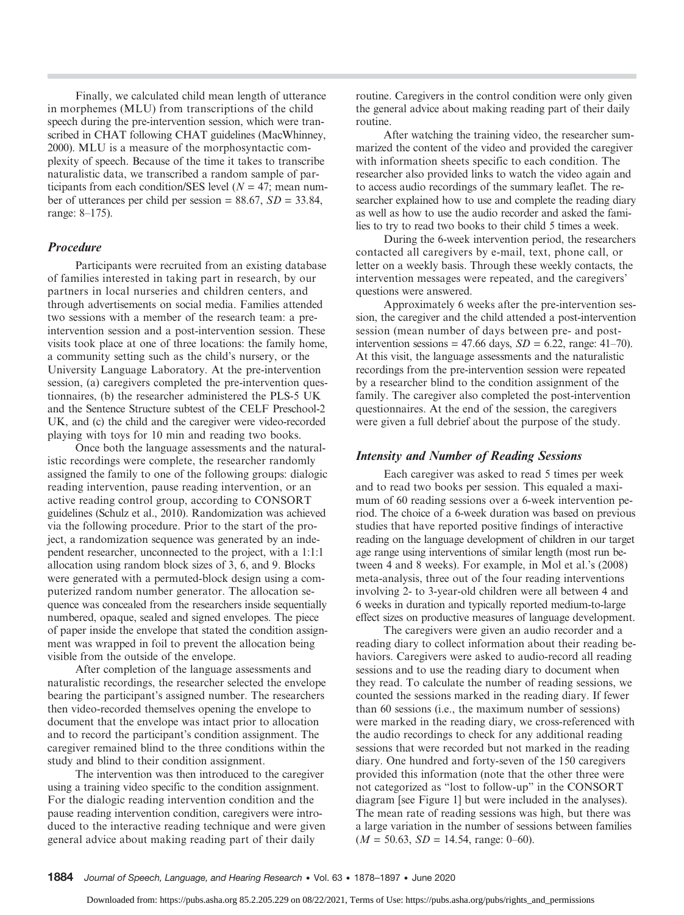Finally, we calculated child mean length of utterance in morphemes (MLU) from transcriptions of the child speech during the pre-intervention session, which were transcribed in CHAT following CHAT guidelines (MacWhinney, 2000). MLU is a measure of the morphosyntactic complexity of speech. Because of the time it takes to transcribe naturalistic data, we transcribed a random sample of participants from each condition/SES level ($N = 47$; mean number of utterances per child per session = 88.67, $SD = 33.84$, range: 8–175).

### *Procedure*

Participants were recruited from an existing database of families interested in taking part in research, by our partners in local nurseries and children centers, and through advertisements on social media. Families attended two sessions with a member of the research team: a pre-intervention session and a post-intervention session. These visits took place at one of three locations: the family home, a community setting such as the child's nursery, or the University Language Laboratory. At the pre-intervention session, (a) caregivers completed the pre-intervention questionnaires, (b) the researcher administered the PLS-5 UK and the Sentence Structure subtest of the CELF Preschool-2 UK, and (c) the child and the caregiver were video-recorded playing with toys for 10 min and reading two books.

Once both the language assessments and the naturalistic recordings were complete, the researcher randomly assigned the family to one of the following groups: dialogic reading intervention, pause reading intervention, or an active reading control group, according to CONSORT guidelines (Schulz et al., 2010). Randomization was achieved via the following procedure. Prior to the start of the project, a randomization sequence was generated by an independent researcher, unconnected to the project, with a 1:1:1 allocation using random block sizes of 3, 6, and 9. Blocks were generated with a permuted-block design using a computerized random number generator. The allocation sequence was concealed from the researchers inside sequentially numbered, opaque, sealed and signed envelopes. The piece of paper inside the envelope that stated the condition assignment was wrapped in foil to prevent the allocation being visible from the outside of the envelope.

After completion of the language assessments and naturalistic recordings, the researcher selected the envelope bearing the participant's assigned number. The researchers then video-recorded themselves opening the envelope to document that the envelope was intact prior to allocation and to record the participant's condition assignment. The caregiver remained blind to the three conditions within the study and blind to their condition assignment.

The intervention was then introduced to the caregiver using a training video specific to the condition assignment. For the dialogic reading intervention condition and the pause reading intervention condition, caregivers were introduced to the interactive reading technique and were given general advice about making reading part of their daily routine. Caregivers in the control condition were only given the general advice about making reading part of their daily routine.

After watching the training video, the researcher summarized the content of the video and provided the caregiver with information sheets specific to each condition. The researcher also provided links to watch the video again and to access audio recordings of the summary leaflet. The researcher explained how to use and complete the reading diary as well as how to use the audio recorder and asked the families to try to read two books to their child 5 times a week.

During the 6-week intervention period, the researchers contacted all caregivers by e-mail, text, phone call, or letter on a weekly basis. Through these weekly contacts, the intervention messages were repeated, and the caregivers' questions were answered.

Approximately 6 weeks after the pre-intervention session, the caregiver and the child attended a post-intervention session (mean number of days between pre- and post-intervention sessions = 47.66 days, $SD = 6.22$, range: 41–70). At this visit, the language assessments and the naturalistic recordings from the pre-intervention session were repeated by a researcher blind to the condition assignment of the family. The caregiver also completed the post-intervention questionnaires. At the end of the session, the caregivers were given a full debrief about the purpose of the study.

### *Intensity and Number of Reading Sessions*

Each caregiver was asked to read 5 times per week and to read two books per session. This equaled a maximum of 60 reading sessions over a 6-week intervention period. The choice of a 6-week duration was based on previous studies that have reported positive findings of interactive reading on the language development of children in our target age range using interventions of similar length (most run between 4 and 8 weeks). For example, in Mol et al.'s (2008) meta-analysis, three out of the four reading interventions involving 2- to 3-year-old children were all between 4 and 6 weeks in duration and typically reported medium-to-large effect sizes on productive measures of language development.

The caregivers were given an audio recorder and a reading diary to collect information about their reading behaviors. Caregivers were asked to audio-record all reading sessions and to use the reading diary to document when they read. To calculate the number of reading sessions, we counted the sessions marked in the reading diary. If fewer than 60 sessions (i.e., the maximum number of sessions) were marked in the reading diary, we cross-referenced with the audio recordings to check for any additional reading sessions that were recorded but not marked in the reading diary. One hundred and forty-seven of the 150 caregivers provided this information (note that the other three were not categorized as "lost to follow-up" in the CONSORT diagram [see Figure 1] but were included in the analyses). The mean rate of reading sessions was high, but there was a large variation in the number of sessions between families ($M = 50.63$, $SD = 14.54$, range: 0–60).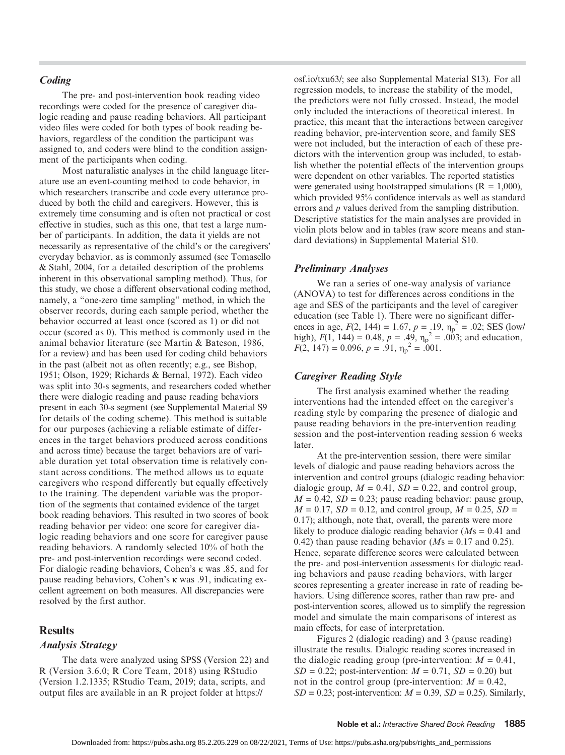### Coding

The pre- and post-intervention book reading video recordings were coded for the presence of caregiver dialogic reading and pause reading behaviors. All participant video files were coded for both types of book reading behaviors, regardless of the condition the participant was assigned to, and coders were blind to the condition assignment of the participants when coding.

Most naturalistic analyses in the child language literature use an event-counting method to code behavior, in which researchers transcribe and code every utterance produced by both the child and caregivers. However, this is extremely time consuming and is often not practical or cost effective in studies, such as this one, that test a large number of participants. In addition, the data it yields are not necessarily as representative of the child's or the caregivers' everyday behavior, as is commonly assumed (see Tomasello & Stahl, 2004, for a detailed description of the problems inherent in this observational sampling method). Thus, for this study, we chose a different observational coding method, namely, a "one-zero time sampling" method, in which the observer records, during each sample period, whether the behavior occurred at least once (scored as 1) or did not occur (scored as 0). This method is commonly used in the animal behavior literature (see Martin & Bateson, 1986, for a review) and has been used for coding child behaviors in the past (albeit not as often recently; e.g., see Bishop, 1951; Olson, 1929; Richards & Bernal, 1972). Each video was split into 30-s segments, and researchers coded whether there were dialogic reading and pause reading behaviors present in each 30-s segment (see Supplemental Material S9 for details of the coding scheme). This method is suitable for our purposes (achieving a reliable estimate of differences in the target behaviors produced across conditions and across time) because the target behaviors are of variable duration yet total observation time is relatively constant across conditions. The method allows us to equate caregivers who respond differently but equally effectively to the training. The dependent variable was the proportion of the segments that contained evidence of the target book reading behaviors. This resulted in two scores of book reading behavior per video: one score for caregiver dialogic reading behaviors and one score for caregiver pause reading behaviors. A randomly selected 10% of both the pre- and post-intervention recordings were second coded. For dialogic reading behaviors, Cohen's κ was .85, and for pause reading behaviors, Cohen's κ was .91, indicating excellent agreement on both measures. All discrepancies were resolved by the first author.

## Results

### Analysis Strategy

The data were analyzed using SPSS (Version 22) and R (Version 3.6.0; R Core Team, 2018) using RStudio (Version 1.2.1335; RStudio Team, 2019; data, scripts, and output files are available in an R project folder at https://osf.io/txu63/; see also Supplemental Material S13). For all regression models, to increase the stability of the model, the predictors were not fully crossed. Instead, the model only included the interactions of theoretical interest. In practice, this meant that the interactions between caregiver reading behavior, pre-intervention score, and family SES were not included, but the interaction of each of these predictors with the intervention group was included, to establish whether the potential effects of the intervention groups were dependent on other variables. The reported statistics were generated using bootstrapped simulations (R = 1,000), which provided 95% confidence intervals as well as standard errors and *p* values derived from the sampling distribution. Descriptive statistics for the main analyses are provided in violin plots below and in tables (raw score means and standard deviations) in Supplemental Material S10.

### Preliminary Analyses

We ran a series of one-way analysis of variance (ANOVA) to test for differences across conditions in the age and SES of the participants and the level of caregiver education (see Table 1). There were no significant differences in age, $F(2, 144) = 1.67$, $p = .19$, $\eta_p^2 = .02$; SES (low/high), $F(1, 144) = 0.48$, $p = .49$, $\eta_p^2 = .003$; and education, $F(2, 147) = 0.096$, $p = .91$, $\eta_p^2 = .001$.

### Caregiver Reading Style

The first analysis examined whether the reading interventions had the intended effect on the caregiver's reading style by comparing the presence of dialogic and pause reading behaviors in the pre-intervention reading session and the post-intervention reading session 6 weeks later.

At the pre-intervention session, there were similar levels of dialogic and pause reading behaviors across the intervention and control groups (dialogic reading behavior: dialogic group, $M = 0.41$, $SD = 0.22$, and control group, $M = 0.42$, $SD = 0.23$; pause reading behavior: pause group, $M = 0.17$, $SD = 0.12$, and control group, $M = 0.25$, $SD = 0.17$); although, note that, overall, the parents were more likely to produce dialogic reading behavior ($M$s = 0.41 and 0.42) than pause reading behavior ($M$s = 0.17 and 0.25). Hence, separate difference scores were calculated between the pre- and post-intervention assessments for dialogic reading behaviors and pause reading behaviors, with larger scores representing a greater increase in rate of reading behaviors. Using difference scores, rather than raw pre- and post-intervention scores, allowed us to simplify the regression model and simulate the main comparisons of interest as main effects, for ease of interpretation.

Figures 2 (dialogic reading) and 3 (pause reading) illustrate the results. Dialogic reading scores increased in the dialogic reading group (pre-intervention: $M = 0.41$, $SD = 0.22$; post-intervention: $M = 0.71$, $SD = 0.20$) but not in the control group (pre-intervention: $M = 0.42$, $SD = 0.23$; post-intervention: $M = 0.39$, $SD = 0.25$). Similarly,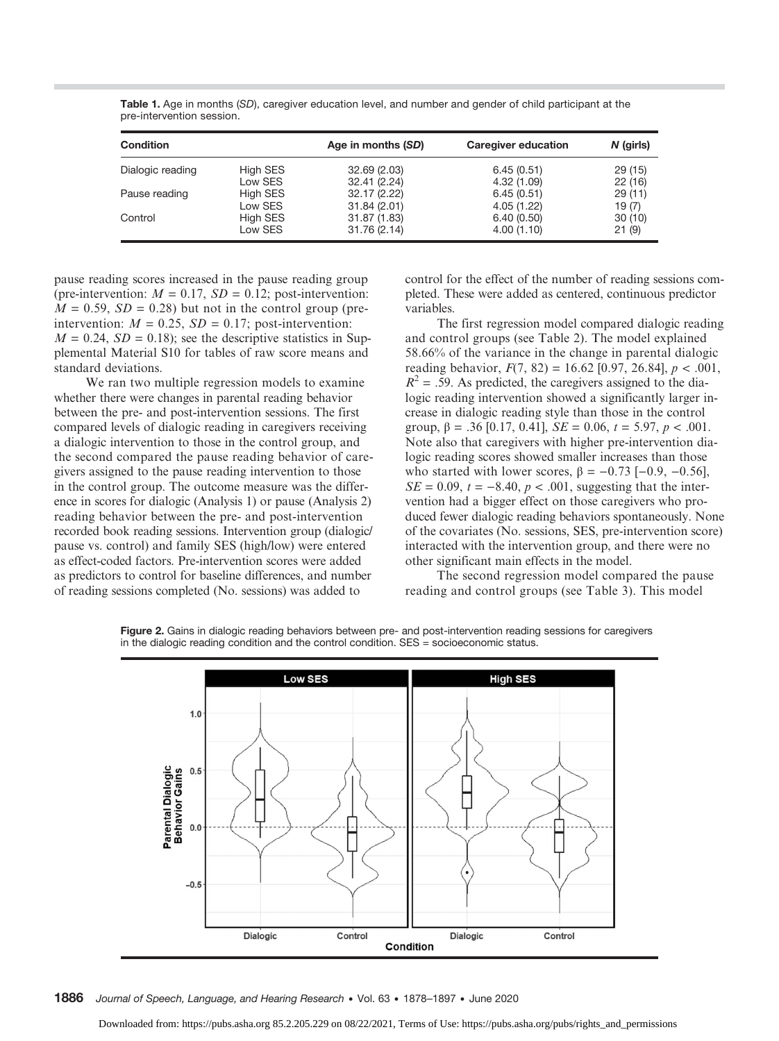**Table 1.** Age in months (*SD*), caregiver education level, and number and gender of child participant at the pre-intervention session.

| Condition | | Age in months (SD) | Caregiver education | N (girls) |
|---|---|---|---|---|
| Dialogic reading | High SES | 32.69 (2.03) | 6.45 (0.51) | 29 (15) |
| | Low SES | 32.41 (2.24) | 4.32 (1.09) | 22 (16) |
| Pause reading | High SES | 32.17 (2.22) | 6.45 (0.51) | 29 (11) |
| | Low SES | 31.84 (2.01) | 4.05 (1.22) | 19 (7) |
| Control | High SES | 31.87 (1.83) | 6.40 (0.50) | 30 (10) |
| | Low SES | 31.76 (2.14) | 4.00 (1.10) | 21 (9) |

pause reading scores increased in the pause reading group (pre-intervention: $M = 0.17$, $SD = 0.12$; post-intervention: $M = 0.59$, $SD = 0.28$) but not in the control group (pre-intervention: $M = 0.25$, $SD = 0.17$; post-intervention: $M = 0.24$, $SD = 0.18$); see the descriptive statistics in Supplemental Material S10 for tables of raw score means and standard deviations.

We ran two multiple regression models to examine whether there were changes in parental reading behavior between the pre- and post-intervention sessions. The first compared levels of dialogic reading in caregivers receiving a dialogic intervention to those in the control group, and the second compared the pause reading behavior of caregivers assigned to the pause reading intervention to those in the control group. The outcome measure was the difference in scores for dialogic (Analysis 1) or pause (Analysis 2) reading behavior between the pre- and post-intervention recorded book reading sessions. Intervention group (dialogic/pause vs. control) and family SES (high/low) were entered as effect-coded factors. Pre-intervention scores were added as predictors to control for baseline differences, and number of reading sessions completed (No. sessions) was added to control for the effect of the number of reading sessions completed. These were added as centered, continuous predictor variables.

The first regression model compared dialogic reading and control groups (see Table 2). The model explained 58.66% of the variance in the change in parental dialogic reading behavior, $F(7, 82) = 16.62$ [0.97, 26.84], $p < .001$, $R^2 = .59$. As predicted, the caregivers assigned to the dialogic reading intervention showed a significantly larger increase in dialogic reading style than those in the control group, $\beta = .36$ [0.17, 0.41], $SE = 0.06$, $t = 5.97$, $p < .001$. Note also that caregivers with higher pre-intervention dialogic reading scores showed smaller increases than those who started with lower scores, $\beta = -0.73$ [−0.9, −0.56], $SE = 0.09$, $t = -8.40$, $p < .001$, suggesting that the intervention had a bigger effect on those caregivers who produced fewer dialogic reading behaviors spontaneously. None of the covariates (No. sessions, SES, pre-intervention score) interacted with the intervention group, and there were no other significant main effects in the model.

The second regression model compared the pause reading and control groups (see Table 3). This model

**Figure 2.** Gains in dialogic reading behaviors between pre- and post-intervention reading sessions for caregivers in the dialogic reading condition and the control condition. SES = socioeconomic status.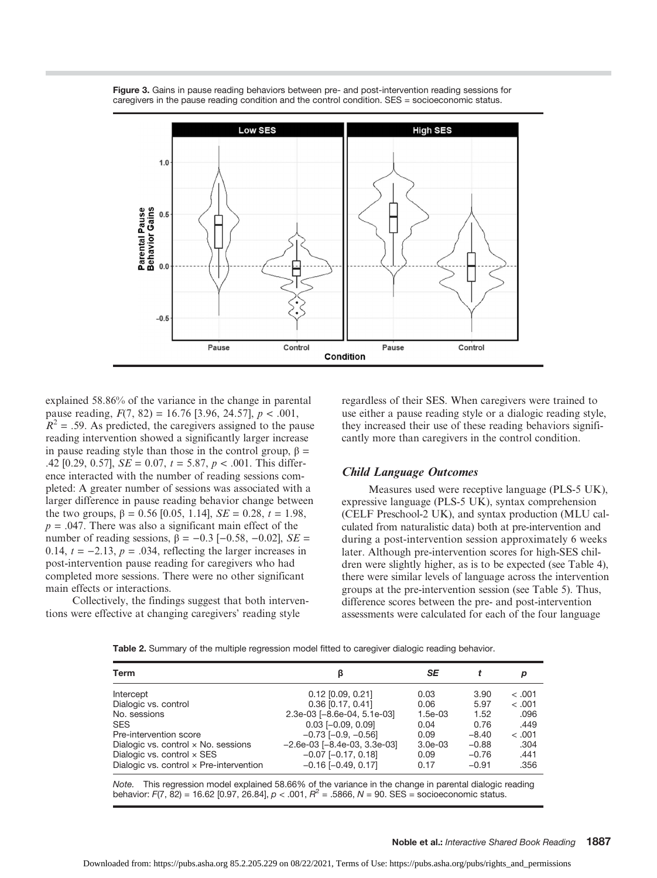**Figure 3.** Gains in pause reading behaviors between pre- and post-intervention reading sessions for caregivers in the pause reading condition and the control condition. SES = socioeconomic status.

explained 58.86% of the variance in the change in parental pause reading, $F(7, 82) = 16.76$ [3.96, 24.57], $p < .001$, $R^2 = .59$. As predicted, the caregivers assigned to the pause reading intervention showed a significantly larger increase in pause reading style than those in the control group, $\beta = .42$ [0.29, 0.57], $SE = 0.07$, $t = 5.87$, $p < .001$. This difference interacted with the number of reading sessions completed: A greater number of sessions was associated with a larger difference in pause reading behavior change between the two groups, $\beta = 0.56$ [0.05, 1.14], $SE = 0.28$, $t = 1.98$, $p = .047$. There was also a significant main effect of the number of reading sessions, $\beta = -0.3$ [−0.58, −0.02], $SE = 0.14$, $t = -2.13$, $p = .034$, reflecting the larger increases in post-intervention pause reading for caregivers who had completed more sessions. There were no other significant main effects or interactions.

Collectively, the findings suggest that both interventions were effective at changing caregivers' reading style regardless of their SES. When caregivers were trained to use either a pause reading style or a dialogic reading style, they increased their use of these reading behaviors significantly more than caregivers in the control condition.

### *Child Language Outcomes*

Measures used were receptive language (PLS-5 UK), expressive language (PLS-5 UK), syntax comprehension (CELF Preschool-2 UK), and syntax production (MLU calculated from naturalistic data) both at pre-intervention and during a post-intervention session approximately 6 weeks later. Although pre-intervention scores for high-SES children were slightly higher, as is to be expected (see Table 4), there were similar levels of language across the intervention groups at the pre-intervention session (see Table 5). Thus, difference scores between the pre- and post-intervention assessments were calculated for each of the four language

**Table 2.** Summary of the multiple regression model fitted to caregiver dialogic reading behavior.

| Term | β | *SE* | *t* | *p* |
|---|---|---|---|---|
| Intercept | 0.12 [0.09, 0.21] | 0.03 | 3.90 | < .001 |
| Dialogic vs. control | 0.36 [0.17, 0.41] | 0.06 | 5.97 | < .001 |
| No. sessions | 2.3e-03 [−8.6e-04, 5.1e-03] | 1.5e-03 | 1.52 | .096 |
| SES | 0.03 [−0.09, 0.09] | 0.04 | 0.76 | .449 |
| Pre-intervention score | −0.73 [−0.9, −0.56] | 0.09 | −8.40 | < .001 |
| Dialogic vs. control × No. sessions | −2.6e-03 [−8.4e-03, 3.3e-03] | 3.0e-03 | −0.88 | .304 |
| Dialogic vs. control × SES | −0.07 [−0.17, 0.18] | 0.09 | −0.76 | .441 |
| Dialogic vs. control × Pre-intervention | −0.16 [−0.49, 0.17] | 0.17 | −0.91 | .356 |

*Note.* This regression model explained 58.66% of the variance in the change in parental dialogic reading behavior: $F(7, 82) = 16.62$ [0.97, 26.84], $p < .001$, $R^2 = .5866$, $N = 90$. SES = socioeconomic status.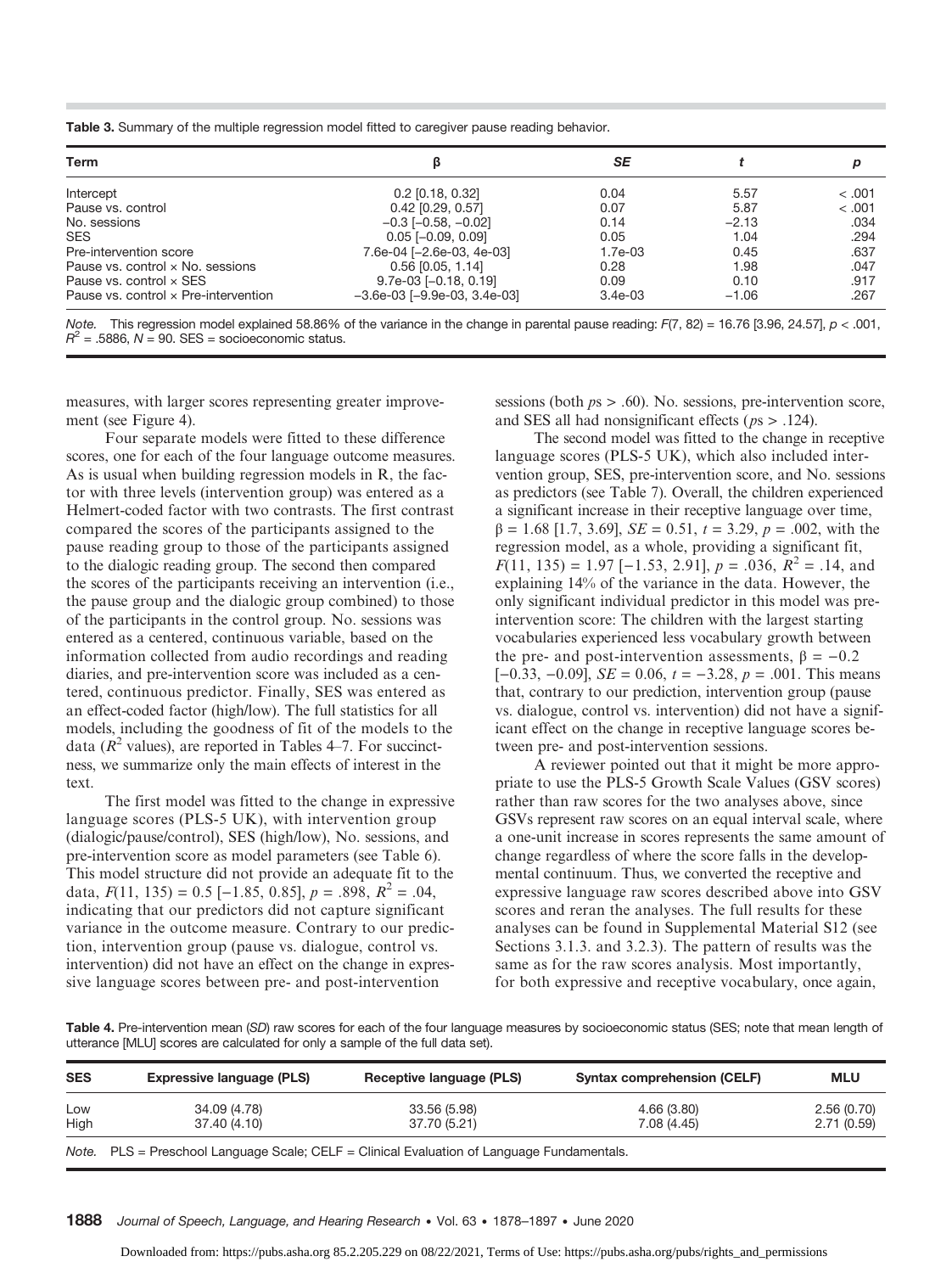**Table 3.** Summary of the multiple regression model fitted to caregiver pause reading behavior.

| Term | β | *SE* | *t* | *p* |
|---|---|---|---|---|
| Intercept | 0.2 [0.18, 0.32] | 0.04 | 5.57 | < .001 |
| Pause vs. control | 0.42 [0.29, 0.57] | 0.07 | 5.87 | < .001 |
| No. sessions | −0.3 [−0.58, −0.02] | 0.14 | −2.13 | .034 |
| SES | 0.05 [−0.09, 0.09] | 0.05 | 1.04 | .294 |
| Pre-intervention score | 7.6e-04 [−2.6e-03, 4e-03] | 1.7e-03 | 0.45 | .637 |
| Pause vs. control × No. sessions | 0.56 [0.05, 1.14] | 0.28 | 1.98 | .047 |
| Pause vs. control × SES | 9.7e-03 [−0.18, 0.19] | 0.09 | 0.10 | .917 |
| Pause vs. control × Pre-intervention | −3.6e-03 [−9.9e-03, 3.4e-03] | 3.4e-03 | −1.06 | .267 |

*Note.* This regression model explained 58.86% of the variance in the change in parental pause reading: $F(7, 82) = 16.76$ [3.96, 24.57], $p < .001$, $R^2 = .5886$, $N = 90$. SES = socioeconomic status.

measures, with larger scores representing greater improvement (see Figure 4).

Four separate models were fitted to these difference scores, one for each of the four language outcome measures. As is usual when building regression models in R, the factor with three levels (intervention group) was entered as a Helmert-coded factor with two contrasts. The first contrast compared the scores of the participants assigned to the pause reading group to those of the participants assigned to the dialogic reading group. The second then compared the scores of the participants receiving an intervention (i.e., the pause group and the dialogic group combined) to those of the participants in the control group. No. sessions was entered as a centered, continuous variable, based on the information collected from audio recordings and reading diaries, and pre-intervention score was included as a centered, continuous predictor. Finally, SES was entered as an effect-coded factor (high/low). The full statistics for all models, including the goodness of fit of the models to the data ($R^2$ values), are reported in Tables 4–7. For succinctness, we summarize only the main effects of interest in the text.

The first model was fitted to the change in expressive language scores (PLS-5 UK), with intervention group (dialogic/pause/control), SES (high/low), No. sessions, and pre-intervention score as model parameters (see Table 6). This model structure did not provide an adequate fit to the data, $F(11, 135) = 0.5$ [−1.85, 0.85], $p = .898$, $R^2 = .04$, indicating that our predictors did not capture significant variance in the outcome measure. Contrary to our prediction, intervention group (pause vs. dialogue, control vs. intervention) did not have an effect on the change in expressive language scores between pre- and post-intervention sessions (both $ps > .60$). No. sessions, pre-intervention score, and SES all had nonsignificant effects ($ps > .124$).

The second model was fitted to the change in receptive language scores (PLS-5 UK), which also included intervention group, SES, pre-intervention score, and No. sessions as predictors (see Table 7). Overall, the children experienced a significant increase in their receptive language over time, $\beta = 1.68$ [1.7, 3.69], $SE = 0.51$, $t = 3.29$, $p = .002$, with the regression model, as a whole, providing a significant fit, $F(11, 135) = 1.97$ [−1.53, 2.91], $p = .036$, $R^2 = .14$, and explaining 14% of the variance in the data. However, the only significant individual predictor in this model was pre-intervention score: The children with the largest starting vocabularies experienced less vocabulary growth between the pre- and post-intervention assessments, $\beta = -0.2$ [−0.33, −0.09], $SE = 0.06$, $t = -3.28$, $p = .001$. This means that, contrary to our prediction, intervention group (pause vs. dialogue, control vs. intervention) did not have a significant effect on the change in receptive language scores between pre- and post-intervention sessions.

A reviewer pointed out that it might be more appropriate to use the PLS-5 Growth Scale Values (GSV scores) rather than raw scores for the two analyses above, since GSVs represent raw scores on an equal interval scale, where a one-unit increase in scores represents the same amount of change regardless of where the score falls in the developmental continuum. Thus, we converted the receptive and expressive language raw scores described above into GSV scores and reran the analyses. The full results for these analyses can be found in Supplemental Material S12 (see Sections 3.1.3. and 3.2.3). The pattern of results was the same as for the raw scores analysis. Most importantly, for both expressive and receptive vocabulary, once again,

**Table 4.** Pre-intervention mean (*SD*) raw scores for each of the four language measures by socioeconomic status (SES; note that mean length of utterance [MLU] scores are calculated for only a sample of the full data set).

| SES | Expressive language (PLS) | Receptive language (PLS) | Syntax comprehension (CELF) | MLU |
|---|---|---|---|---|
| Low | 34.09 (4.78) | 33.56 (5.98) | 4.66 (3.80) | 2.56 (0.70) |
| High | 37.40 (4.10) | 37.70 (5.21) | 7.08 (4.45) | 2.71 (0.59) |

*Note.* PLS = Preschool Language Scale; CELF = Clinical Evaluation of Language Fundamentals.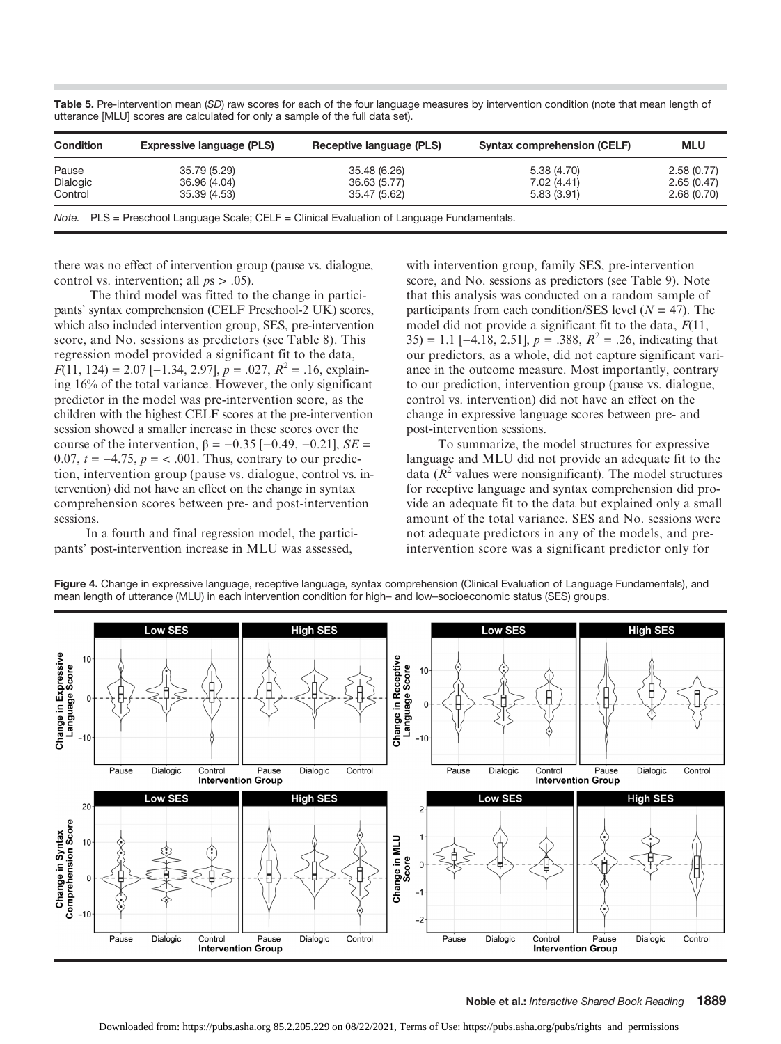**Table 5.** Pre-intervention mean (*SD*) raw scores for each of the four language measures by intervention condition (note that mean length of utterance [MLU] scores are calculated for only a sample of the full data set).

| Condition | Expressive language (PLS) | Receptive language (PLS) | Syntax comprehension (CELF) | MLU |
|---|---|---|---|---|
| Pause | 35.79 (5.29) | 35.48 (6.26) | 5.38 (4.70) | 2.58 (0.77) |
| Dialogic | 36.96 (4.04) | 36.63 (5.77) | 7.02 (4.41) | 2.65 (0.47) |
| Control | 35.39 (4.53) | 35.47 (5.62) | 5.83 (3.91) | 2.68 (0.70) |

*Note.* PLS = Preschool Language Scale; CELF = Clinical Evaluation of Language Fundamentals.

there was no effect of intervention group (pause vs. dialogue, control vs. intervention; all *p*s > .05).

The third model was fitted to the change in participants' syntax comprehension (CELF Preschool-2 UK) scores, which also included intervention group, SES, pre-intervention score, and No. sessions as predictors (see Table 8). This regression model provided a significant fit to the data, $F(11, 124) = 2.07$ [−1.34, 2.97], $p = .027$, $R^2 = .16$, explaining 16% of the total variance. However, the only significant predictor in the model was pre-intervention score, as the children with the highest CELF scores at the pre-intervention session showed a smaller increase in these scores over the course of the intervention, $\beta = -0.35$ [−0.49, −0.21], $SE = 0.07$, $t = -4.75$, $p = < .001$. Thus, contrary to our prediction, intervention group (pause vs. dialogue, control vs. intervention) did not have an effect on the change in syntax comprehension scores between pre- and post-intervention sessions.

In a fourth and final regression model, the participants' post-intervention increase in MLU was assessed, with intervention group, family SES, pre-intervention score, and No. sessions as predictors (see Table 9). Note that this analysis was conducted on a random sample of participants from each condition/SES level ($N = 47$). The model did not provide a significant fit to the data, $F(11, 35) = 1.1$ [−4.18, 2.51], $p = .388$, $R^2 = .26$, indicating that our predictors, as a whole, did not capture significant variance in the outcome measure. Most importantly, contrary to our prediction, intervention group (pause vs. dialogue, control vs. intervention) did not have an effect on the change in expressive language scores between pre- and post-intervention sessions.

To summarize, the model structures for expressive language and MLU did not provide an adequate fit to the data ($R^2$ values were nonsignificant). The model structures for receptive language and syntax comprehension did provide an adequate fit to the data but explained only a small amount of the total variance. SES and No. sessions were not adequate predictors in any of the models, and pre-intervention score was a significant predictor only for

**Figure 4.** Change in expressive language, receptive language, syntax comprehension (Clinical Evaluation of Language Fundamentals), and mean length of utterance (MLU) in each intervention condition for high– and low–socioeconomic status (SES) groups.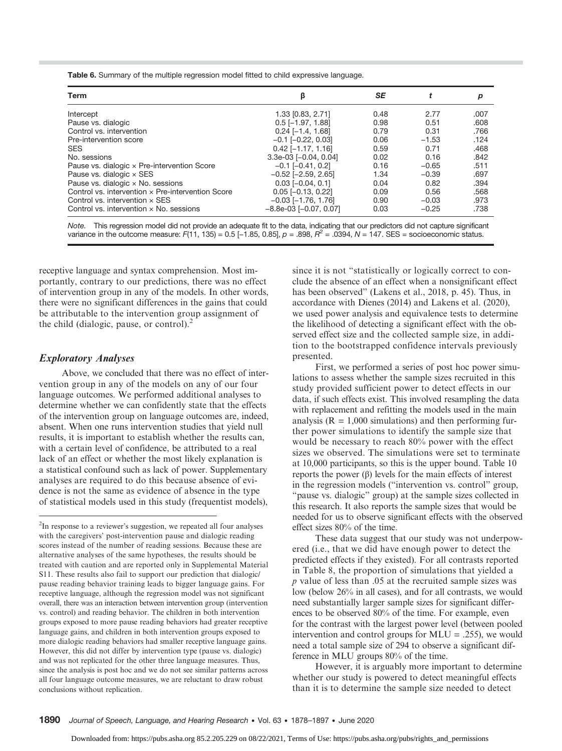**Table 6.** Summary of the multiple regression model fitted to child expressive language.

| Term | β | SE | t | p |
|---|---|---|---|---|
| Intercept | 1.33 [0.83, 2.71] | 0.48 | 2.77 | .007 |
| Pause vs. dialogic | 0.5 [−1.97, 1.88] | 0.98 | 0.51 | .608 |
| Control vs. intervention | 0.24 [−1.4, 1.68] | 0.79 | 0.31 | .766 |
| Pre-intervention score | −0.1 [−0.22, 0.03] | 0.06 | −1.53 | .124 |
| SES | 0.42 [−1.17, 1.16] | 0.59 | 0.71 | .468 |
| No. sessions | 3.3e-03 [−0.04, 0.04] | 0.02 | 0.16 | .842 |
| Pause vs. dialogic × Pre-intervention Score | −0.1 [−0.41, 0.2] | 0.16 | −0.65 | .511 |
| Pause vs. dialogic × SES | −0.52 [−2.59, 2.65] | 1.34 | −0.39 | .697 |
| Pause vs. dialogic × No. sessions | 0.03 [−0.04, 0.1] | 0.04 | 0.82 | .394 |
| Control vs. intervention × Pre-intervention Score | 0.05 [−0.13, 0.22] | 0.09 | 0.56 | .568 |
| Control vs. intervention × SES | −0.03 [−1.76, 1.76] | 0.90 | −0.03 | .973 |
| Control vs. intervention × No. sessions | −8.8e-03 [−0.07, 0.07] | 0.03 | −0.25 | .738 |

*Note.* This regression model did not provide an adequate fit to the data, indicating that our predictors did not capture significant variance in the outcome measure: $F(11, 135) = 0.5$ [−1.85, 0.85], $p = .898$, $R^2 = .0394$, $N = 147$. SES = socioeconomic status.

receptive language and syntax comprehension. Most importantly, contrary to our predictions, there was no effect of intervention group in any of the models. In other words, there were no significant differences in the gains that could be attributable to the intervention group assignment of the child (dialogic, pause, or control).[2]

### Exploratory Analyses

Above, we concluded that there was no effect of intervention group in any of the models on any of our four language outcomes. We performed additional analyses to determine whether we can confidently state that the effects of the intervention group on language outcomes are, indeed, absent. When one runs intervention studies that yield null results, it is important to establish whether the results can, with a certain level of confidence, be attributed to a real lack of an effect or whether the most likely explanation is a statistical confound such as lack of power. Supplementary analyses are required to do this because absence of evidence is not the same as evidence of absence in the type of statistical models used in this study (frequentist models), since it is not "statistically or logically correct to conclude the absence of an effect when a nonsignificant effect has been observed" (Lakens et al., 2018, p. 45). Thus, in accordance with Dienes (2014) and Lakens et al. (2020), we used power analysis and equivalence tests to determine the likelihood of detecting a significant effect with the observed effect size and the collected sample size, in addition to the bootstrapped confidence intervals previously presented.

First, we performed a series of post hoc power simulations to assess whether the sample sizes recruited in this study provided sufficient power to detect effects in our data, if such effects exist. This involved resampling the data with replacement and refitting the models used in the main analysis (R = 1,000 simulations) and then performing further power simulations to identify the sample size that would be necessary to reach 80% power with the effect sizes we observed. The simulations were set to terminate at 10,000 participants, so this is the upper bound. Table 10 reports the power (β) levels for the main effects of interest in the regression models ("intervention vs. control" group, "pause vs. dialogic" group) at the sample sizes collected in this research. It also reports the sample sizes that would be needed for us to observe significant effects with the observed effect sizes 80% of the time.

These data suggest that our study was not underpowered (i.e., that we did have enough power to detect the predicted effects if they existed). For all contrasts reported in Table 8, the proportion of simulations that yielded a $p$ value of less than .05 at the recruited sample sizes was low (below 26% in all cases), and for all contrasts, we would need substantially larger sample sizes for significant differences to be observed 80% of the time. For example, even for the contrast with the largest power level (between pooled intervention and control groups for MLU = .255), we would need a total sample size of 294 to observe a significant difference in MLU groups 80% of the time.

However, it is arguably more important to determine whether our study is powered to detect meaningful effects than it is to determine the sample size needed to detect

[2] In response to a reviewer's suggestion, we repeated all four analyses with the caregivers' post-intervention pause and dialogic reading scores instead of the number of reading sessions. Because these are alternative analyses of the same hypotheses, the results should be treated with caution and are reported only in Supplemental Material S11. These results also fail to support our prediction that dialogic/pause reading behavior training leads to bigger language gains. For receptive language, although the regression model was not significant overall, there was an interaction between intervention group (intervention vs. control) and reading behavior. The children in both intervention groups exposed to more pause reading behaviors had greater receptive language gains, and children in both intervention groups exposed to more dialogic reading behaviors had smaller receptive language gains. However, this did not differ by intervention type (pause vs. dialogic) and was not replicated for the other three language measures. Thus, since the analysis is post hoc and we do not see similar patterns across all four language outcome measures, we are reluctant to draw robust conclusions without replication.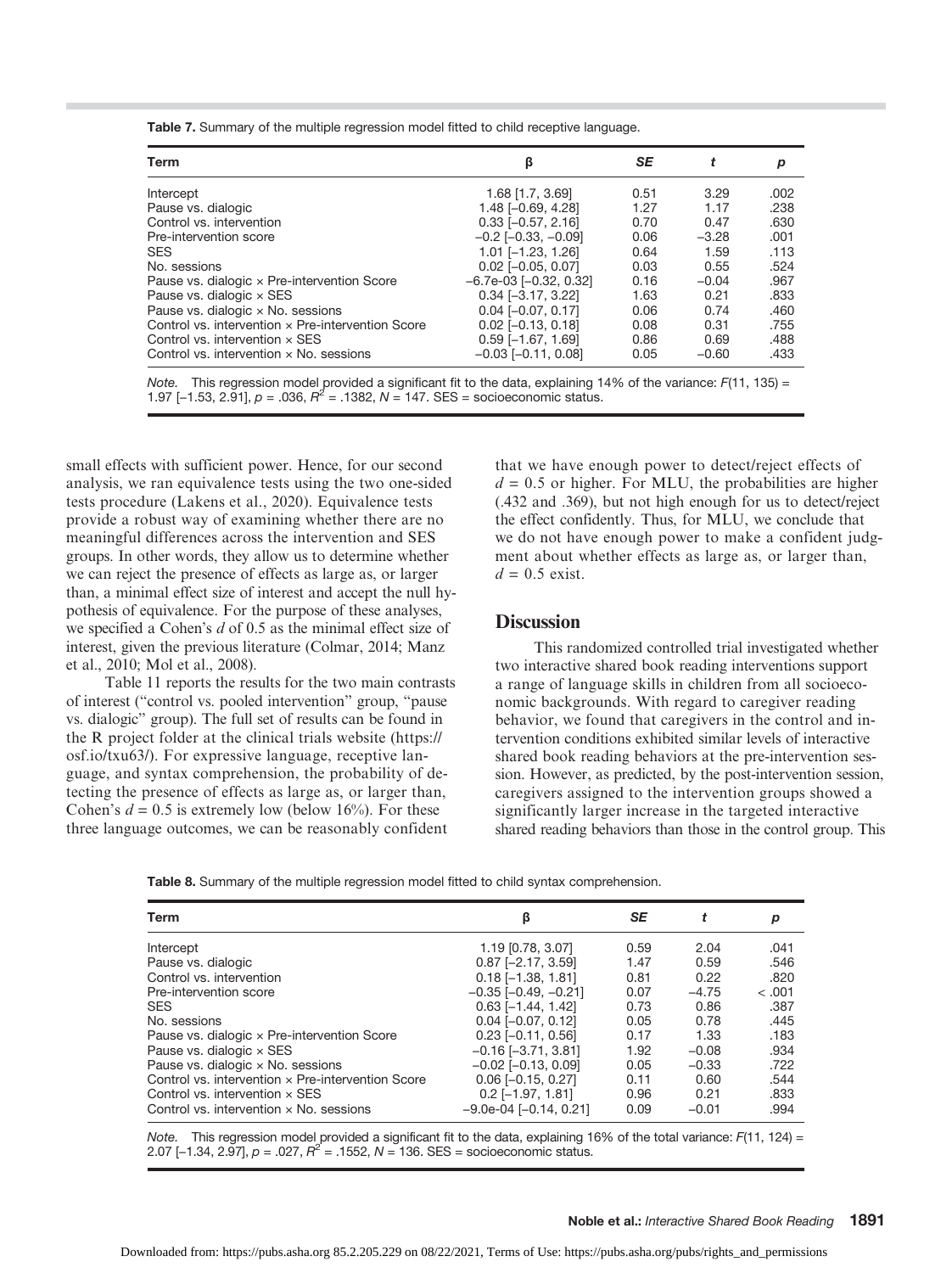**Table 7.** Summary of the multiple regression model fitted to child receptive language.

| Term | β | *SE* | *t* | *p* |
|---|---|---|---|---|
| Intercept | 1.68 [1.7, 3.69] | 0.51 | 3.29 | .002 |
| Pause vs. dialogic | 1.48 [−0.69, 4.28] | 1.27 | 1.17 | .238 |
| Control vs. intervention | 0.33 [−0.57, 2.16] | 0.70 | 0.47 | .630 |
| Pre-intervention score | −0.2 [−0.33, −0.09] | 0.06 | −3.28 | .001 |
| SES | 1.01 [−1.23, 1.26] | 0.64 | 1.59 | .113 |
| No. sessions | 0.02 [−0.05, 0.07] | 0.03 | 0.55 | .524 |
| Pause vs. dialogic × Pre-intervention Score | −6.7e-03 [−0.32, 0.32] | 0.16 | −0.04 | .967 |
| Pause vs. dialogic × SES | 0.34 [−3.17, 3.22] | 1.63 | 0.21 | .833 |
| Pause vs. dialogic × No. sessions | 0.04 [−0.07, 0.17] | 0.06 | 0.74 | .460 |
| Control vs. intervention × Pre-intervention Score | 0.02 [−0.13, 0.18] | 0.08 | 0.31 | .755 |
| Control vs. intervention × SES | 0.59 [−1.67, 1.69] | 0.86 | 0.69 | .488 |
| Control vs. intervention × No. sessions | −0.03 [−0.11, 0.08] | 0.05 | −0.60 | .433 |

*Note.* This regression model provided a significant fit to the data, explaining 14% of the variance: $F(11, 135)$ = 1.97 [−1.53, 2.91], $p$ = .036, $R^2$ = .1382, $N$ = 147. SES = socioeconomic status.

small effects with sufficient power. Hence, for our second analysis, we ran equivalence tests using the two one-sided tests procedure (Lakens et al., 2020). Equivalence tests provide a robust way of examining whether there are no meaningful differences across the intervention and SES groups. In other words, they allow us to determine whether we can reject the presence of effects as large as, or larger than, a minimal effect size of interest and accept the null hypothesis of equivalence. For the purpose of these analyses, we specified a Cohen's $d$ of 0.5 as the minimal effect size of interest, given the previous literature (Colmar, 2014; Manz et al., 2010; Mol et al., 2008).

Table 11 reports the results for the two main contrasts of interest ("control vs. pooled intervention" group, "pause vs. dialogic" group). The full set of results can be found in the R project folder at the clinical trials website (https://osf.io/txu63/). For expressive language, receptive language, and syntax comprehension, the probability of detecting the presence of effects as large as, or larger than, Cohen's $d = 0.5$ is extremely low (below 16%). For these three language outcomes, we can be reasonably confident that we have enough power to detect/reject effects of $d = 0.5$ or higher. For MLU, the probabilities are higher (.432 and .369), but not high enough for us to detect/reject the effect confidently. Thus, for MLU, we conclude that we do not have enough power to make a confident judgment about whether effects as large as, or larger than, $d = 0.5$ exist.

## Discussion

This randomized controlled trial investigated whether two interactive shared book reading interventions support a range of language skills in children from all socioeconomic backgrounds. With regard to caregiver reading behavior, we found that caregivers in the control and intervention conditions exhibited similar levels of interactive shared book reading behaviors at the pre-intervention session. However, as predicted, by the post-intervention session, caregivers assigned to the intervention groups showed a significantly larger increase in the targeted interactive shared reading behaviors than those in the control group. This

**Table 8.** Summary of the multiple regression model fitted to child syntax comprehension.

| Term | β | *SE* | *t* | *p* |
|---|---|---|---|---|
| Intercept | 1.19 [0.78, 3.07] | 0.59 | 2.04 | .041 |
| Pause vs. dialogic | 0.87 [−2.17, 3.59] | 1.47 | 0.59 | .546 |
| Control vs. intervention | 0.18 [−1.38, 1.81] | 0.81 | 0.22 | .820 |
| Pre-intervention score | −0.35 [−0.49, −0.21] | 0.07 | −4.75 | < .001 |
| SES | 0.63 [−1.44, 1.42] | 0.73 | 0.86 | .387 |
| No. sessions | 0.04 [−0.07, 0.12] | 0.05 | 0.78 | .445 |
| Pause vs. dialogic × Pre-intervention Score | 0.23 [−0.11, 0.56] | 0.17 | 1.33 | .183 |
| Pause vs. dialogic × SES | −0.16 [−3.71, 3.81] | 1.92 | −0.08 | .934 |
| Pause vs. dialogic × No. sessions | −0.02 [−0.13, 0.09] | 0.05 | −0.33 | .722 |
| Control vs. intervention × Pre-intervention Score | 0.06 [−0.15, 0.27] | 0.11 | 0.60 | .544 |
| Control vs. intervention × SES | 0.2 [−1.97, 1.81] | 0.96 | 0.21 | .833 |
| Control vs. intervention × No. sessions | −9.0e-04 [−0.14, 0.21] | 0.09 | −0.01 | .994 |

*Note.* This regression model provided a significant fit to the data, explaining 16% of the total variance: $F(11, 124)$ = 2.07 [−1.34, 2.97], $p$ = .027, $R^2$ = .1552, $N$ = 136. SES = socioeconomic status.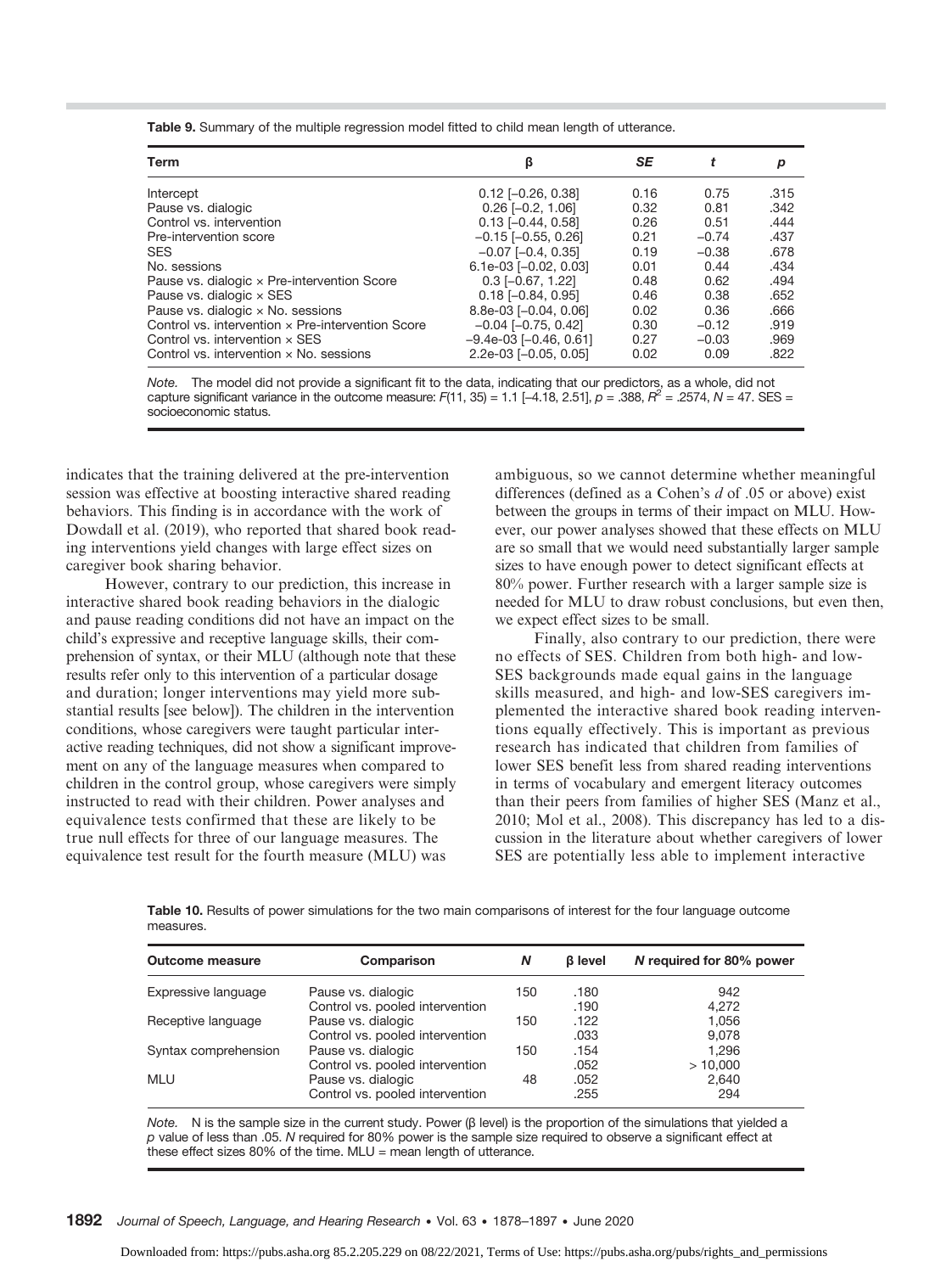**Table 9.** Summary of the multiple regression model fitted to child mean length of utterance.

| Term | β | *SE* | *t* | *p* |
|---|---|---|---|---|
| Intercept | 0.12 [−0.26, 0.38] | 0.16 | 0.75 | .315 |
| Pause vs. dialogic | 0.26 [−0.2, 1.06] | 0.32 | 0.81 | .342 |
| Control vs. intervention | 0.13 [−0.44, 0.58] | 0.26 | 0.51 | .444 |
| Pre-intervention score | −0.15 [−0.55, 0.26] | 0.21 | −0.74 | .437 |
| SES | −0.07 [−0.4, 0.35] | 0.19 | −0.38 | .678 |
| No. sessions | 6.1e-03 [−0.02, 0.03] | 0.01 | 0.44 | .434 |
| Pause vs. dialogic × Pre-intervention Score | 0.3 [−0.67, 1.22] | 0.48 | 0.62 | .494 |
| Pause vs. dialogic × SES | 0.18 [−0.84, 0.95] | 0.46 | 0.38 | .652 |
| Pause vs. dialogic × No. sessions | 8.8e-03 [−0.04, 0.06] | 0.02 | 0.36 | .666 |
| Control vs. intervention × Pre-intervention Score | −0.04 [−0.75, 0.42] | 0.30 | −0.12 | .919 |
| Control vs. intervention × SES | −9.4e-03 [−0.46, 0.61] | 0.27 | −0.03 | .969 |
| Control vs. intervention × No. sessions | 2.2e-03 [−0.05, 0.05] | 0.02 | 0.09 | .822 |

*Note.* The model did not provide a significant fit to the data, indicating that our predictors, as a whole, did not capture significant variance in the outcome measure: $F(11, 35) = 1.1$ [−4.18, 2.51], $p = .388$, $R^2 = .2574$, $N = 47$. SES = socioeconomic status.

indicates that the training delivered at the pre-intervention session was effective at boosting interactive shared reading behaviors. This finding is in accordance with the work of Dowdall et al. (2019), who reported that shared book reading interventions yield changes with large effect sizes on caregiver book sharing behavior.

However, contrary to our prediction, this increase in interactive shared book reading behaviors in the dialogic and pause reading conditions did not have an impact on the child's expressive and receptive language skills, their comprehension of syntax, or their MLU (although note that these results refer only to this intervention of a particular dosage and duration; longer interventions may yield more substantial results [see below]). The children in the intervention conditions, whose caregivers were taught particular interactive reading techniques, did not show a significant improvement on any of the language measures when compared to children in the control group, whose caregivers were simply instructed to read with their children. Power analyses and equivalence tests confirmed that these are likely to be true null effects for three of our language measures. The equivalence test result for the fourth measure (MLU) was ambiguous, so we cannot determine whether meaningful differences (defined as a Cohen's *d* of .05 or above) exist between the groups in terms of their impact on MLU. However, our power analyses showed that these effects on MLU are so small that we would need substantially larger sample sizes to have enough power to detect significant effects at 80% power. Further research with a larger sample size is needed for MLU to draw robust conclusions, but even then, we expect effect sizes to be small.

Finally, also contrary to our prediction, there were no effects of SES. Children from both high- and low-SES backgrounds made equal gains in the language skills measured, and high- and low-SES caregivers implemented the interactive shared book reading interventions equally effectively. This is important as previous research has indicated that children from families of lower SES benefit less from shared reading interventions in terms of vocabulary and emergent literacy outcomes than their peers from families of higher SES (Manz et al., 2010; Mol et al., 2008). This discrepancy has led to a discussion in the literature about whether caregivers of lower SES are potentially less able to implement interactive

**Table 10.** Results of power simulations for the two main comparisons of interest for the four language outcome measures.

| Outcome measure | Comparison | *N* | β level | *N* required for 80% power |
|---|---|---|---|---|
| Expressive language | Pause vs. dialogic | 150 | .180 | 942 |
| | Control vs. pooled intervention | | .190 | 4,272 |
| Receptive language | Pause vs. dialogic | 150 | .122 | 1,056 |
| | Control vs. pooled intervention | | .033 | 9,078 |
| Syntax comprehension | Pause vs. dialogic | 150 | .154 | 1,296 |
| | Control vs. pooled intervention | | .052 | > 10,000 |
| MLU | Pause vs. dialogic | 48 | .052 | 2,640 |
| | Control vs. pooled intervention | | .255 | 294 |

*Note.* N is the sample size in the current study. Power (β level) is the proportion of the simulations that yielded a *p* value of less than .05. *N* required for 80% power is the sample size required to observe a significant effect at these effect sizes 80% of the time. MLU = mean length of utterance.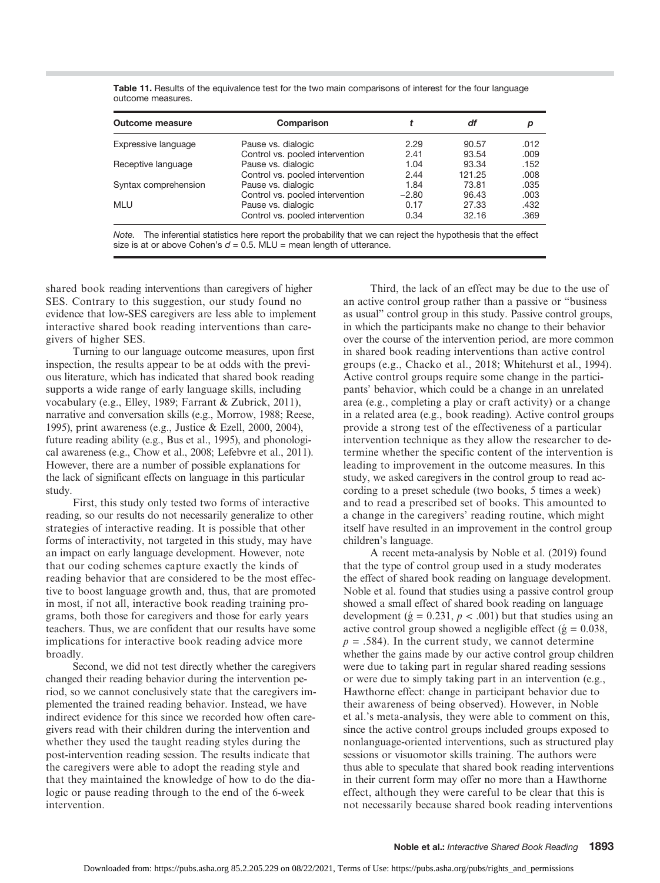**Table 11.** Results of the equivalence test for the two main comparisons of interest for the four language outcome measures.

| Outcome measure | Comparison | $t$ | $df$ | $p$ |
|---|---|---|---|---|
| Expressive language | Pause vs. dialogic | 2.29 | 90.57 | .012 |
| | Control vs. pooled intervention | 2.41 | 93.54 | .009 |
| Receptive language | Pause vs. dialogic | 1.04 | 93.34 | .152 |
| | Control vs. pooled intervention | 2.44 | 121.25 | .008 |
| Syntax comprehension | Pause vs. dialogic | 1.84 | 73.81 | .035 |
| | Control vs. pooled intervention | −2.80 | 96.43 | .003 |
| MLU | Pause vs. dialogic | 0.17 | 27.33 | .432 |
| | Control vs. pooled intervention | 0.34 | 32.16 | .369 |

*Note.* The inferential statistics here report the probability that we can reject the hypothesis that the effect size is at or above Cohen's $d = 0.5$. MLU = mean length of utterance.

shared book reading interventions than caregivers of higher SES. Contrary to this suggestion, our study found no evidence that low-SES caregivers are less able to implement interactive shared book reading interventions than caregivers of higher SES.

Turning to our language outcome measures, upon first inspection, the results appear to be at odds with the previous literature, which has indicated that shared book reading supports a wide range of early language skills, including vocabulary (e.g., Elley, 1989; Farrant & Zubrick, 2011), narrative and conversation skills (e.g., Morrow, 1988; Reese, 1995), print awareness (e.g., Justice & Ezell, 2000, 2004), future reading ability (e.g., Bus et al., 1995), and phonological awareness (e.g., Chow et al., 2008; Lefebvre et al., 2011). However, there are a number of possible explanations for the lack of significant effects on language in this particular study.

First, this study only tested two forms of interactive reading, so our results do not necessarily generalize to other strategies of interactive reading. It is possible that other forms of interactivity, not targeted in this study, may have an impact on early language development. However, note that our coding schemes capture exactly the kinds of reading behavior that are considered to be the most effective to boost language growth and, thus, that are promoted in most, if not all, interactive book reading training programs, both those for caregivers and those for early years teachers. Thus, we are confident that our results have some implications for interactive book reading advice more broadly.

Second, we did not test directly whether the caregivers changed their reading behavior during the intervention period, so we cannot conclusively state that the caregivers implemented the trained reading behavior. Instead, we have indirect evidence for this since we recorded how often caregivers read with their children during the intervention and whether they used the taught reading styles during the post-intervention reading session. The results indicate that the caregivers were able to adopt the reading style and that they maintained the knowledge of how to do the dialogic or pause reading through to the end of the 6-week intervention.

Third, the lack of an effect may be due to the use of an active control group rather than a passive or "business as usual" control group in this study. Passive control groups, in which the participants make no change to their behavior over the course of the intervention period, are more common in shared book reading interventions than active control groups (e.g., Chacko et al., 2018; Whitehurst et al., 1994). Active control groups require some change in the participants' behavior, which could be a change in an unrelated area (e.g., completing a play or craft activity) or a change in a related area (e.g., book reading). Active control groups provide a strong test of the effectiveness of a particular intervention technique as they allow the researcher to determine whether the specific content of the intervention is leading to improvement in the outcome measures. In this study, we asked caregivers in the control group to read according to a preset schedule (two books, 5 times a week) and to read a prescribed set of books. This amounted to a change in the caregivers' reading routine, which might itself have resulted in an improvement in the control group children's language.

A recent meta-analysis by Noble et al. (2019) found that the type of control group used in a study moderates the effect of shared book reading on language development. Noble et al. found that studies using a passive control group showed a small effect of shared book reading on language development ($\acute{g} = 0.231$, $p < .001$) but that studies using an active control group showed a negligible effect ($\acute{g} = 0.038$, $p = .584$). In the current study, we cannot determine whether the gains made by our active control group children were due to taking part in regular shared reading sessions or were due to simply taking part in an intervention (e.g., Hawthorne effect: change in participant behavior due to their awareness of being observed). However, in Noble et al.'s meta-analysis, they were able to comment on this, since the active control groups included groups exposed to nonlanguage-oriented interventions, such as structured play sessions or visuomotor skills training. The authors were thus able to speculate that shared book reading interventions in their current form may offer no more than a Hawthorne effect, although they were careful to be clear that this is not necessarily because shared book reading interventions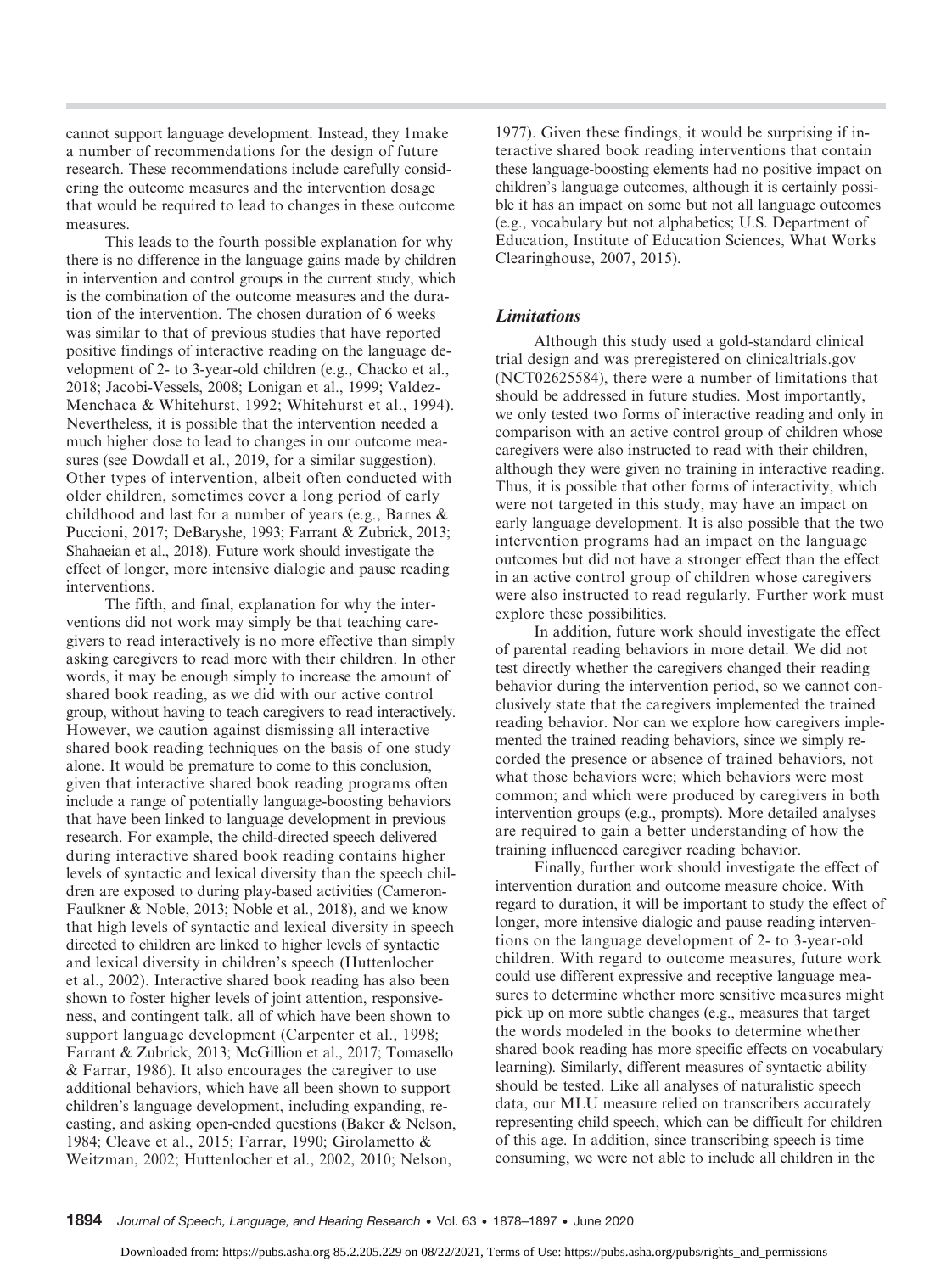cannot support language development. Instead, they 1make a number of recommendations for the design of future research. These recommendations include carefully considering the outcome measures and the intervention dosage that would be required to lead to changes in these outcome measures.

This leads to the fourth possible explanation for why there is no difference in the language gains made by children in intervention and control groups in the current study, which is the combination of the outcome measures and the duration of the intervention. The chosen duration of 6 weeks was similar to that of previous studies that have reported positive findings of interactive reading on the language development of 2- to 3-year-old children (e.g., Chacko et al., 2018; Jacobi-Vessels, 2008; Lonigan et al., 1999; Valdez-Menchaca & Whitehurst, 1992; Whitehurst et al., 1994). Nevertheless, it is possible that the intervention needed a much higher dose to lead to changes in our outcome measures (see Dowdall et al., 2019, for a similar suggestion). Other types of intervention, albeit often conducted with older children, sometimes cover a long period of early childhood and last for a number of years (e.g., Barnes & Puccioni, 2017; DeBaryshe, 1993; Farrant & Zubrick, 2013; Shahaeian et al., 2018). Future work should investigate the effect of longer, more intensive dialogic and pause reading interventions.

The fifth, and final, explanation for why the interventions did not work may simply be that teaching caregivers to read interactively is no more effective than simply asking caregivers to read more with their children. In other words, it may be enough simply to increase the amount of shared book reading, as we did with our active control group, without having to teach caregivers to read interactively. However, we caution against dismissing all interactive shared book reading techniques on the basis of one study alone. It would be premature to come to this conclusion, given that interactive shared book reading programs often include a range of potentially language-boosting behaviors that have been linked to language development in previous research. For example, the child-directed speech delivered during interactive shared book reading contains higher levels of syntactic and lexical diversity than the speech children are exposed to during play-based activities (Cameron-Faulkner & Noble, 2013; Noble et al., 2018), and we know that high levels of syntactic and lexical diversity in speech directed to children are linked to higher levels of syntactic and lexical diversity in children's speech (Huttenlocher et al., 2002). Interactive shared book reading has also been shown to foster higher levels of joint attention, responsiveness, and contingent talk, all of which have been shown to support language development (Carpenter et al., 1998; Farrant & Zubrick, 2013; McGillion et al., 2017; Tomasello & Farrar, 1986). It also encourages the caregiver to use additional behaviors, which have all been shown to support children's language development, including expanding, recasting, and asking open-ended questions (Baker & Nelson, 1984; Cleave et al., 2015; Farrar, 1990; Girolametto & Weitzman, 2002; Huttenlocher et al., 2002, 2010; Nelson, 1977). Given these findings, it would be surprising if interactive shared book reading interventions that contain these language-boosting elements had no positive impact on children's language outcomes, although it is certainly possible it has an impact on some but not all language outcomes (e.g., vocabulary but not alphabetics; U.S. Department of Education, Institute of Education Sciences, What Works Clearinghouse, 2007, 2015).

### *Limitations*

Although this study used a gold-standard clinical trial design and was preregistered on clinicaltrials.gov (NCT02625584), there were a number of limitations that should be addressed in future studies. Most importantly, we only tested two forms of interactive reading and only in comparison with an active control group of children whose caregivers were also instructed to read with their children, although they were given no training in interactive reading. Thus, it is possible that other forms of interactivity, which were not targeted in this study, may have an impact on early language development. It is also possible that the two intervention programs had an impact on the language outcomes but did not have a stronger effect than the effect in an active control group of children whose caregivers were also instructed to read regularly. Further work must explore these possibilities.

In addition, future work should investigate the effect of parental reading behaviors in more detail. We did not test directly whether the caregivers changed their reading behavior during the intervention period, so we cannot conclusively state that the caregivers implemented the trained reading behavior. Nor can we explore how caregivers implemented the trained reading behaviors, since we simply recorded the presence or absence of trained behaviors, not what those behaviors were; which behaviors were most common; and which were produced by caregivers in both intervention groups (e.g., prompts). More detailed analyses are required to gain a better understanding of how the training influenced caregiver reading behavior.

Finally, further work should investigate the effect of intervention duration and outcome measure choice. With regard to duration, it will be important to study the effect of longer, more intensive dialogic and pause reading interventions on the language development of 2- to 3-year-old children. With regard to outcome measures, future work could use different expressive and receptive language measures to determine whether more sensitive measures might pick up on more subtle changes (e.g., measures that target the words modeled in the books to determine whether shared book reading has more specific effects on vocabulary learning). Similarly, different measures of syntactic ability should be tested. Like all analyses of naturalistic speech data, our MLU measure relied on transcribers accurately representing child speech, which can be difficult for children of this age. In addition, since transcribing speech is time consuming, we were not able to include all children in the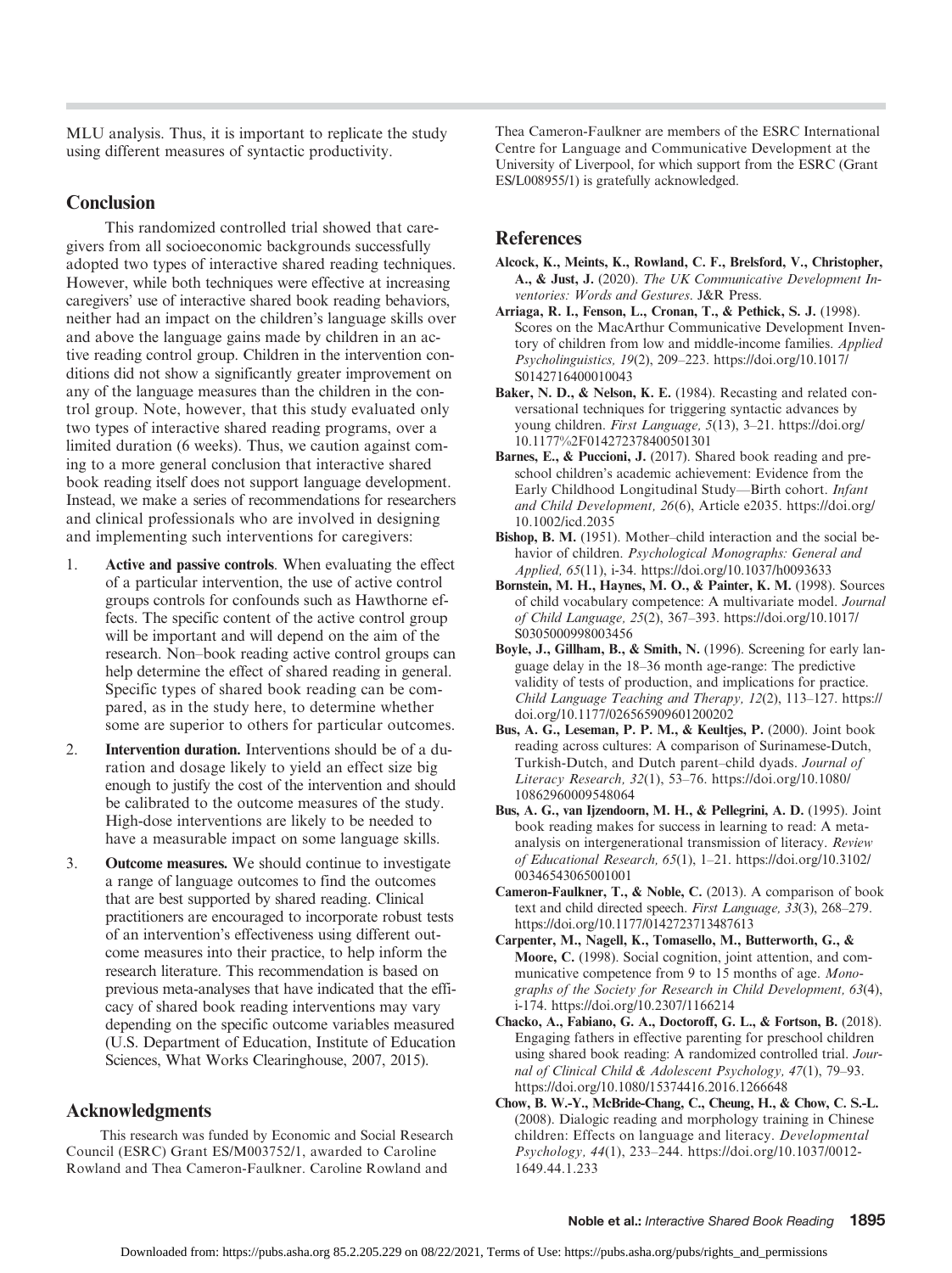MLU analysis. Thus, it is important to replicate the study using different measures of syntactic productivity.

## Conclusion

This randomized controlled trial showed that caregivers from all socioeconomic backgrounds successfully adopted two types of interactive shared reading techniques. However, while both techniques were effective at increasing caregivers' use of interactive shared book reading behaviors, neither had an impact on the children's language skills over and above the language gains made by children in an active reading control group. Children in the intervention conditions did not show a significantly greater improvement on any of the language measures than the children in the control group. Note, however, that this study evaluated only two types of interactive shared reading programs, over a limited duration (6 weeks). Thus, we caution against coming to a more general conclusion that interactive shared book reading itself does not support language development. Instead, we make a series of recommendations for researchers and clinical professionals who are involved in designing and implementing such interventions for caregivers:

1. **Active and passive controls**. When evaluating the effect of a particular intervention, the use of active control groups controls for confounds such as Hawthorne effects. The specific content of the active control group will be important and will depend on the aim of the research. Non–book reading active control groups can help determine the effect of shared reading in general. Specific types of shared book reading can be compared, as in the study here, to determine whether some are superior to others for particular outcomes.
2. **Intervention duration.** Interventions should be of a duration and dosage likely to yield an effect size big enough to justify the cost of the intervention and should be calibrated to the outcome measures of the study. High-dose interventions are likely to be needed to have a measurable impact on some language skills.
3. **Outcome measures.** We should continue to investigate a range of language outcomes to find the outcomes that are best supported by shared reading. Clinical practitioners are encouraged to incorporate robust tests of an intervention's effectiveness using different outcome measures into their practice, to help inform the research literature. This recommendation is based on previous meta-analyses that have indicated that the efficacy of shared book reading interventions may vary depending on the specific outcome variables measured (U.S. Department of Education, Institute of Education Sciences, What Works Clearinghouse, 2007, 2015).

## Acknowledgments

This research was funded by Economic and Social Research Council (ESRC) Grant ES/M003752/1, awarded to Caroline Rowland and Thea Cameron-Faulkner. Caroline Rowland and Thea Cameron-Faulkner are members of the ESRC International Centre for Language and Communicative Development at the University of Liverpool, for which support from the ESRC (Grant ES/L008955/1) is gratefully acknowledged.

## References

**Alcock, K., Meints, K., Rowland, C. F., Brelsford, V., Christopher, A., & Just, J.** (2020). *The UK Communicative Development Inventories: Words and Gestures*. J&R Press.

**Arriaga, R. I., Fenson, L., Cronan, T., & Pethick, S. J.** (1998). Scores on the MacArthur Communicative Development Inventory of children from low and middle-income families. *Applied Psycholinguistics, 19*(2), 209–223. https://doi.org/10.1017/S0142716400010043

**Baker, N. D., & Nelson, K. E.** (1984). Recasting and related conversational techniques for triggering syntactic advances by young children. *First Language, 5*(13), 3–21. https://doi.org/10.1177%2F014272378400501301

**Barnes, E., & Puccioni, J.** (2017). Shared book reading and preschool children's academic achievement: Evidence from the Early Childhood Longitudinal Study—Birth cohort. *Infant and Child Development, 26*(6), Article e2035. https://doi.org/10.1002/icd.2035

**Bishop, B. M.** (1951). Mother–child interaction and the social behavior of children. *Psychological Monographs: General and Applied, 65*(11), i-34. https://doi.org/10.1037/h0093633

**Bornstein, M. H., Haynes, M. O., & Painter, K. M.** (1998). Sources of child vocabulary competence: A multivariate model. *Journal of Child Language, 25*(2), 367–393. https://doi.org/10.1017/S0305000998003456

**Boyle, J., Gillham, B., & Smith, N.** (1996). Screening for early language delay in the 18–36 month age-range: The predictive validity of tests of production, and implications for practice. *Child Language Teaching and Therapy, 12*(2), 113–127. https://doi.org/10.1177/026565909601200202

**Bus, A. G., Leseman, P. P. M., & Keultjes, P.** (2000). Joint book reading across cultures: A comparison of Surinamese-Dutch, Turkish-Dutch, and Dutch parent–child dyads. *Journal of Literacy Research, 32*(1), 53–76. https://doi.org/10.1080/10862960009548064

**Bus, A. G., van Ijzendoorn, M. H., & Pellegrini, A. D.** (1995). Joint book reading makes for success in learning to read: A meta-analysis on intergenerational transmission of literacy. *Review of Educational Research, 65*(1), 1–21. https://doi.org/10.3102/00346543065001001

**Cameron-Faulkner, T., & Noble, C.** (2013). A comparison of book text and child directed speech. *First Language, 33*(3), 268–279. https://doi.org/10.1177/0142723713487613

**Carpenter, M., Nagell, K., Tomasello, M., Butterworth, G., & Moore, C.** (1998). Social cognition, joint attention, and communicative competence from 9 to 15 months of age. *Monographs of the Society for Research in Child Development, 63*(4), i-174. https://doi.org/10.2307/1166214

**Chacko, A., Fabiano, G. A., Doctoroff, G. L., & Fortson, B.** (2018). Engaging fathers in effective parenting for preschool children using shared book reading: A randomized controlled trial. *Journal of Clinical Child & Adolescent Psychology, 47*(1), 79–93. https://doi.org/10.1080/15374416.2016.1266648

**Chow, B. W.-Y., McBride-Chang, C., Cheung, H., & Chow, C. S.-L.** (2008). Dialogic reading and morphology training in Chinese children: Effects on language and literacy. *Developmental Psychology, 44*(1), 233–244. https://doi.org/10.1037/0012-1649.44.1.233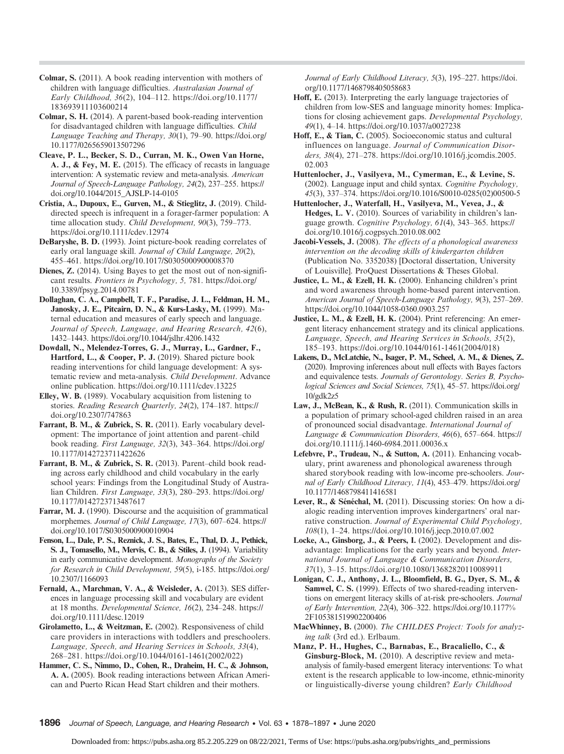**Colmar, S.** (2011). A book reading intervention with mothers of children with language difficulties. *Australasian Journal of Early Childhood, 36*(2), 104–112. https://doi.org/10.1177/183693911103600214

**Colmar, S. H.** (2014). A parent-based book-reading intervention for disadvantaged children with language difficulties. *Child Language Teaching and Therapy, 30*(1), 79–90. https://doi.org/10.1177/0265659013507296

**Cleave, P. L., Becker, S. D., Curran, M. K., Owen Van Horne, A. J., & Fey, M. E.** (2015). The efficacy of recasts in language intervention: A systematic review and meta-analysis. *American Journal of Speech-Language Pathology, 24*(2), 237–255. https://doi.org/10.1044/2015_AJSLP-14-0105

**Cristia, A., Dupoux, E., Gurven, M., & Stieglitz, J.** (2019). Child-directed speech is infrequent in a forager-farmer population: A time allocation study. *Child Development, 90*(3), 759–773. https://doi.org/10.1111/cdev.12974

**DeBaryshe, B. D.** (1993). Joint picture-book reading correlates of early oral language skill. *Journal of Child Language, 20*(2), 455–461. https://doi.org/10.1017/S0305000900008370

**Dienes, Z.** (2014). Using Bayes to get the most out of non-significant results. *Frontiers in Psychology, 5,* 781. https://doi.org/10.3389/fpsyg.2014.00781

**Dollaghan, C. A., Campbell, T. F., Paradise, J. L., Feldman, H. M., Janosky, J. E., Pitcairn, D. N., & Kurs-Lasky, M.** (1999). Maternal education and measures of early speech and language. *Journal of Speech, Language, and Hearing Research, 42*(6), 1432–1443. https://doi.org/10.1044/jslhr.4206.1432

**Dowdall, N., Melendez-Torres, G. J., Murray, L., Gardner, F., Hartford, L., & Cooper, P. J.** (2019). Shared picture book reading interventions for child language development: A systematic review and meta-analysis. *Child Development*. Advance online publication. https://doi.org/10.1111/cdev.13225

**Elley, W. B.** (1989). Vocabulary acquisition from listening to stories. *Reading Research Quarterly, 24*(2), 174–187. https://doi.org/10.2307/747863

**Farrant, B. M., & Zubrick, S. R.** (2011). Early vocabulary development: The importance of joint attention and parent–child book reading. *First Language, 32*(3), 343–364. https://doi.org/10.1177/0142723711422626

**Farrant, B. M., & Zubrick, S. R.** (2013). Parent–child book reading across early childhood and child vocabulary in the early school years: Findings from the Longitudinal Study of Australian Children. *First Language, 33*(3), 280–293. https://doi.org/10.1177/0142723713487617

**Farrar, M. J.** (1990). Discourse and the acquisition of grammatical morphemes. *Journal of Child Language, 17*(3), 607–624. https://doi.org/10.1017/S0305000900010904

**Fenson, L., Dale, P. S., Reznick, J. S., Bates, E., Thal, D. J., Pethick, S. J., Tomasello, M., Mervis, C. B., & Stiles, J.** (1994). Variability in early communicative development. *Monographs of the Society for Research in Child Development, 59*(5), i-185. https://doi.org/10.2307/1166093

**Fernald, A., Marchman, V. A., & Weisleder, A.** (2013). SES differences in language processing skill and vocabulary are evident at 18 months. *Developmental Science, 16*(2), 234–248. https://doi.org/10.1111/desc.12019

**Girolametto, L., & Weitzman, E.** (2002). Responsiveness of child care providers in interactions with toddlers and preschoolers. *Language, Speech, and Hearing Services in Schools, 33*(4), 268–281. https://doi.org/10.1044/0161-1461(2002/022)

**Hammer, C. S., Nimmo, D., Cohen, R., Draheim, H. C., & Johnson, A. A.** (2005). Book reading interactions between African American and Puerto Rican Head Start children and their mothers. *Journal of Early Childhood Literacy, 5*(3), 195–227. https://doi.org/10.1177/1468798405058683

**Hoff, E.** (2013). Interpreting the early language trajectories of children from low-SES and language minority homes: Implications for closing achievement gaps. *Developmental Psychology, 49*(1), 4–14. https://doi.org/10.1037/a0027238

**Hoff, E., & Tian, C.** (2005). Socioeconomic status and cultural influences on language. *Journal of Communication Disorders, 38*(4), 271–278. https://doi.org/10.1016/j.jcomdis.2005.02.003

**Huttenlocher, J., Vasilyeva, M., Cymerman, E., & Levine, S.** (2002). Language input and child syntax. *Cognitive Psychology, 45*(3), 337–374. https://doi.org/10.1016/S0010-0285(02)00500-5

**Huttenlocher, J., Waterfall, H., Vasilyeva, M., Vevea, J., & Hedges, L. V.** (2010). Sources of variability in children's language growth. *Cognitive Psychology, 61*(4), 343–365. https://doi.org/10.1016/j.cogpsych.2010.08.002

**Jacobi-Vessels, J.** (2008). *The effects of a phonological awareness intervention on the decoding skills of kindergarten children* (Publication No. 3352038) [Doctoral dissertation, University of Louisville]. ProQuest Dissertations & Theses Global.

**Justice, L. M., & Ezell, H. K.** (2000). Enhancing children's print and word awareness through home-based parent intervention. *American Journal of Speech-Language Pathology, 9*(3), 257–269. https://doi.org/10.1044/1058-0360.0903.257

**Justice, L. M., & Ezell, H. K.** (2004). Print referencing: An emergent literacy enhancement strategy and its clinical applications. *Language, Speech, and Hearing Services in Schools, 35*(2), 185–193. https://doi.org/10.1044/0161-1461(2004/018)

**Lakens, D., McLatchie, N., Isager, P. M., Scheel, A. M., & Dienes, Z.** (2020). Improving inferences about null effects with Bayes factors and equivalence tests. *Journals of Gerontology. Series B, Psychological Sciences and Social Sciences, 75*(1), 45–57. https://doi.org/10/gdk2z5

**Law, J., McBean, K., & Rush, R.** (2011). Communication skills in a population of primary school-aged children raised in an area of pronounced social disadvantage. *International Journal of Language & Communication Disorders, 46*(6), 657–664. https://doi.org/10.1111/j.1460-6984.2011.00036.x

**Lefebvre, P., Trudeau, N., & Sutton, A.** (2011). Enhancing vocabulary, print awareness and phonological awareness through shared storybook reading with low-income pre-schoolers. *Journal of Early Childhood Literacy, 11*(4), 453–479. https://doi.org/10.1177/1468798411416581

**Lever, R., & Sénéchal, M.** (2011). Discussing stories: On how a dialogic reading intervention improves kindergartners' oral narrative construction. *Journal of Experimental Child Psychology, 108*(1), 1–24. https://doi.org/10.1016/j.jecp.2010.07.002

**Locke, A., Ginsborg, J., & Peers, I.** (2002). Development and disadvantage: Implications for the early years and beyond. *International Journal of Language & Communication Disorders, 37*(1), 3–15. https://doi.org/10.1080/13682820110089911

**Lonigan, C. J., Anthony, J. L., Bloomfield, B. G., Dyer, S. M., & Samwel, C. S.** (1999). Effects of two shared-reading interventions on emergent literacy skills of at-risk pre-schoolers. *Journal of Early Intervention, 22*(4), 306–322. https://doi.org/10.1177%2F105381519902200406

**MacWhinney, B.** (2000). *The CHILDES Project: Tools for analyzing talk* (3rd ed.). Erlbaum.

**Manz, P. H., Hughes, C., Barnabas, E., Bracaliello, C., & Ginsburg-Block, M.** (2010). A descriptive review and meta-analysis of family-based emergent literacy interventions: To what extent is the research applicable to low-income, ethnic-minority or linguistically-diverse young children? *Early Childhood*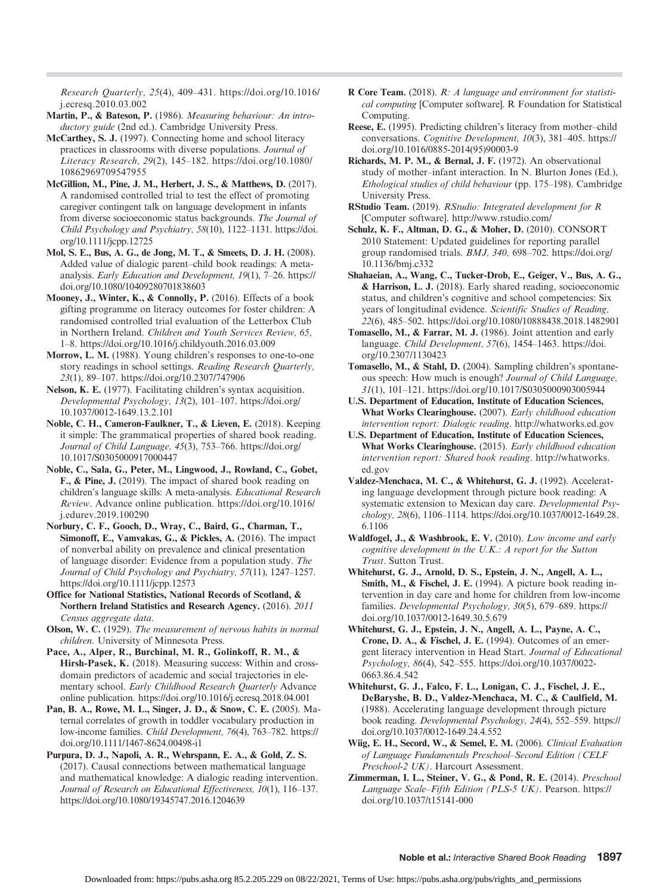*Research Quarterly, 25*(4), 409–431. https://doi.org/10.1016/j.ecresq.2010.03.002

**Martin, P., & Bateson, P.** (1986). *Measuring behaviour: An introductory guide* (2nd ed.). Cambridge University Press.

**McCarthey, S. J.** (1997). Connecting home and school literacy practices in classrooms with diverse populations. *Journal of Literacy Research, 29*(2), 145–182. https://doi.org/10.1080/10862969709547955

**McGillion, M., Pine, J. M., Herbert, J. S., & Matthews, D.** (2017). A randomised controlled trial to test the effect of promoting caregiver contingent talk on language development in infants from diverse socioeconomic status backgrounds. *The Journal of Child Psychology and Psychiatry, 58*(10), 1122–1131. https://doi.org/10.1111/jcpp.12725

**Mol, S. E., Bus, A. G., de Jong, M. T., & Smeets, D. J. H.** (2008). Added value of dialogic parent–child book readings: A meta-analysis. *Early Education and Development, 19*(1), 7–26. https://doi.org/10.1080/10409280701838603

**Mooney, J., Winter, K., & Connolly, P.** (2016). Effects of a book gifting programme on literacy outcomes for foster children: A randomised controlled trial evaluation of the Letterbox Club in Northern Ireland. *Children and Youth Services Review, 65,* 1–8. https://doi.org/10.1016/j.childyouth.2016.03.009

**Morrow, L. M.** (1988). Young children's responses to one-to-one story readings in school settings. *Reading Research Quarterly, 23*(1), 89–107. https://doi.org/10.2307/747906

**Nelson, K. E.** (1977). Facilitating children's syntax acquisition. *Developmental Psychology, 13*(2), 101–107. https://doi.org/10.1037/0012-1649.13.2.101

**Noble, C. H., Cameron-Faulkner, T., & Lieven, E.** (2018). Keeping it simple: The grammatical properties of shared book reading. *Journal of Child Language, 45*(3), 753–766. https://doi.org/10.1017/S0305000917000447

**Noble, C., Sala, G., Peter, M., Lingwood, J., Rowland, C., Gobet, F., & Pine, J.** (2019). The impact of shared book reading on children's language skills: A meta-analysis. *Educational Research Review*. Advance online publication. https://doi.org/10.1016/j.edurev.2019.100290

**Norbury, C. F., Gooch, D., Wray, C., Baird, G., Charman, T., Simonoff, E., Vamvakas, G., & Pickles, A.** (2016). The impact of nonverbal ability on prevalence and clinical presentation of language disorder: Evidence from a population study. *The Journal of Child Psychology and Psychiatry, 57*(11), 1247–1257. https://doi.org/10.1111/jcpp.12573

**Office for National Statistics, National Records of Scotland, & Northern Ireland Statistics and Research Agency.** (2016). *2011 Census aggregate data*.

**Olson, W. C.** (1929). *The measurement of nervous habits in normal children*. University of Minnesota Press.

**Pace, A., Alper, R., Burchinal, M. R., Golinkoff, R. M., & Hirsh-Pasek, K.** (2018). Measuring success: Within and cross-domain predictors of academic and social trajectories in elementary school. *Early Childhood Research Quarterly* Advance online publication. https://doi.org/10.1016/j.ecresq.2018.04.001

**Pan, B. A., Rowe, M. L., Singer, J. D., & Snow, C. E.** (2005). Maternal correlates of growth in toddler vocabulary production in low-income families. *Child Development, 76*(4), 763–782. https://doi.org/10.1111/1467-8624.00498-i1

**Purpura, D. J., Napoli, A. R., Wehrspann, E. A., & Gold, Z. S.** (2017). Causal connections between mathematical language and mathematical knowledge: A dialogic reading intervention. *Journal of Research on Educational Effectiveness, 10*(1), 116–137. https://doi.org/10.1080/19345747.2016.1204639

**R Core Team.** (2018). *R: A language and environment for statistical computing* [Computer software]. R Foundation for Statistical Computing.

**Reese, E.** (1995). Predicting children's literacy from mother–child conversations. *Cognitive Development, 10*(3), 381–405. https://doi.org/10.1016/0885-2014(95)90003-9

**Richards, M. P. M., & Bernal, J. F.** (1972). An observational study of mother–infant interaction. In N. Blurton Jones (Ed.), *Ethological studies of child behaviour* (pp. 175–198). Cambridge University Press.

**RStudio Team.** (2019). *RStudio: Integrated development for R* [Computer software]. http://www.rstudio.com/

**Schulz, K. F., Altman, D. G., & Moher, D.** (2010). CONSORT 2010 Statement: Updated guidelines for reporting parallel group randomised trials. *BMJ, 340,* 698–702. https://doi.org/10.1136/bmj.c332

**Shahaeian, A., Wang, C., Tucker-Drob, E., Geiger, V., Bus, A. G., & Harrison, L. J.** (2018). Early shared reading, socioeconomic status, and children's cognitive and school competencies: Six years of longitudinal evidence. *Scientific Studies of Reading, 22*(6), 485–502. https://doi.org/10.1080/10888438.2018.1482901

**Tomasello, M., & Farrar, M. J.** (1986). Joint attention and early language. *Child Development, 57*(6), 1454–1463. https://doi.org/10.2307/1130423

**Tomasello, M., & Stahl, D.** (2004). Sampling children's spontaneous speech: How much is enough? *Journal of Child Language, 31*(1), 101–121. https://doi.org/10.1017/S0305000903005944

**U.S. Department of Education, Institute of Education Sciences, What Works Clearinghouse.** (2007). *Early childhood education intervention report: Dialogic reading*. http://whatworks.ed.gov

**U.S. Department of Education, Institute of Education Sciences, What Works Clearinghouse.** (2015). *Early childhood education intervention report: Shared book reading*. http://whatworks.ed.gov

**Valdez-Menchaca, M. C., & Whitehurst, G. J.** (1992). Accelerating language development through picture book reading: A systematic extension to Mexican day care. *Developmental Psychology, 28*(6), 1106–1114. https://doi.org/10.1037/0012-1649.28.6.1106

**Waldfogel, J., & Washbrook, E. V.** (2010). *Low income and early cognitive development in the U.K.: A report for the Sutton Trust*. Sutton Trust.

**Whitehurst, G. J., Arnold, D. S., Epstein, J. N., Angell, A. L., Smith, M., & Fischel, J. E.** (1994). A picture book reading intervention in day care and home for children from low-income families. *Developmental Psychology, 30*(5), 679–689. https://doi.org/10.1037/0012-1649.30.5.679

**Whitehurst, G. J., Epstein, J. N., Angell, A. L., Payne, A. C., Crone, D. A., & Fischel, J. E.** (1994). Outcomes of an emergent literacy intervention in Head Start. *Journal of Educational Psychology, 86*(4), 542–555. https://doi.org/10.1037/0022-0663.86.4.542

**Whitehurst, G. J., Falco, F. L., Lonigan, C. J., Fischel, J. E., DeBaryshe, B. D., Valdez-Menchaca, M. C., & Caulfield, M.** (1988). Accelerating language development through picture book reading. *Developmental Psychology, 24*(4), 552–559. https://doi.org/10.1037/0012-1649.24.4.552

**Wiig, E. H., Secord, W., & Semel, E. M.** (2006). *Clinical Evaluation of Language Fundamentals Preschool–Second Edition (CELF Preschool-2 UK)*. Harcourt Assessment.

**Zimmerman, I. L., Steiner, V. G., & Pond, R. E.** (2014). *Preschool Language Scale–Fifth Edition (PLS-5 UK)*. Pearson. https://doi.org/10.1037/t15141-000